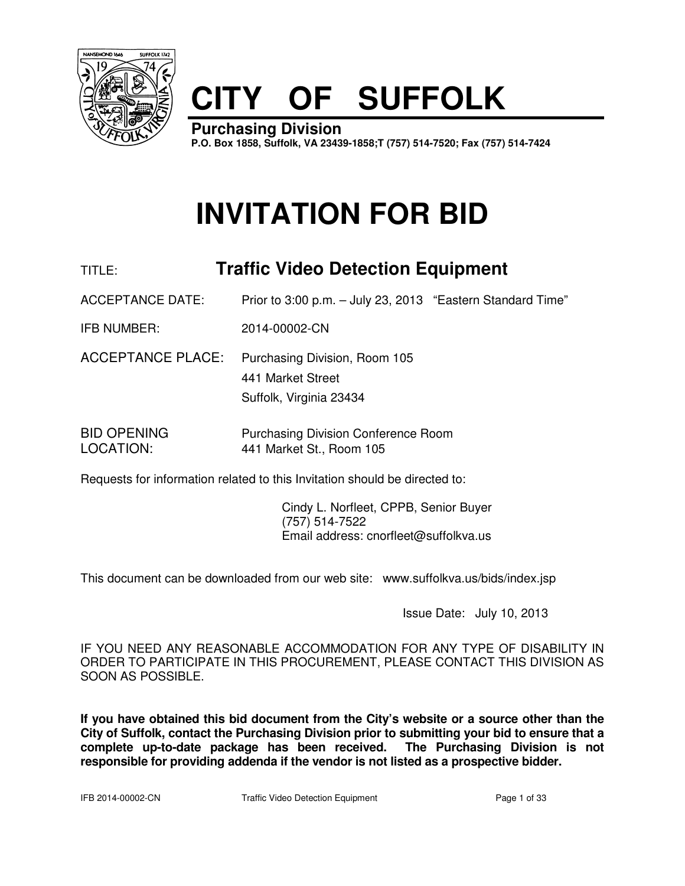# CITY OF SUFFOLK

**Purchasing Division**
**P.O. Box 1858, Suffolk, VA 23439-1858;T (757) 514-7520; Fax (757) 514-7424**

# INVITATION FOR BID

TITLE: **Traffic Video Detection Equipment**

ACCEPTANCE DATE: Prior to 3:00 p.m. – July 23, 2013 "Eastern Standard Time"

IFB NUMBER: 2014-00002-CN

ACCEPTANCE PLACE: Purchasing Division, Room 105
441 Market Street
Suffolk, Virginia 23434

BID OPENING LOCATION: Purchasing Division Conference Room
441 Market St., Room 105

Requests for information related to this Invitation should be directed to:

Cindy L. Norfleet, CPPB, Senior Buyer
(757) 514-7522
Email address: cnorfleet@suffolkva.us

This document can be downloaded from our web site: www.suffolkva.us/bids/index.jsp

Issue Date: July 10, 2013

IF YOU NEED ANY REASONABLE ACCOMMODATION FOR ANY TYPE OF DISABILITY IN ORDER TO PARTICIPATE IN THIS PROCUREMENT, PLEASE CONTACT THIS DIVISION AS SOON AS POSSIBLE.

**If you have obtained this bid document from the City's website or a source other than the City of Suffolk, contact the Purchasing Division prior to submitting your bid to ensure that a complete up-to-date package has been received. The Purchasing Division is not responsible for providing addenda if the vendor is not listed as a prospective bidder.**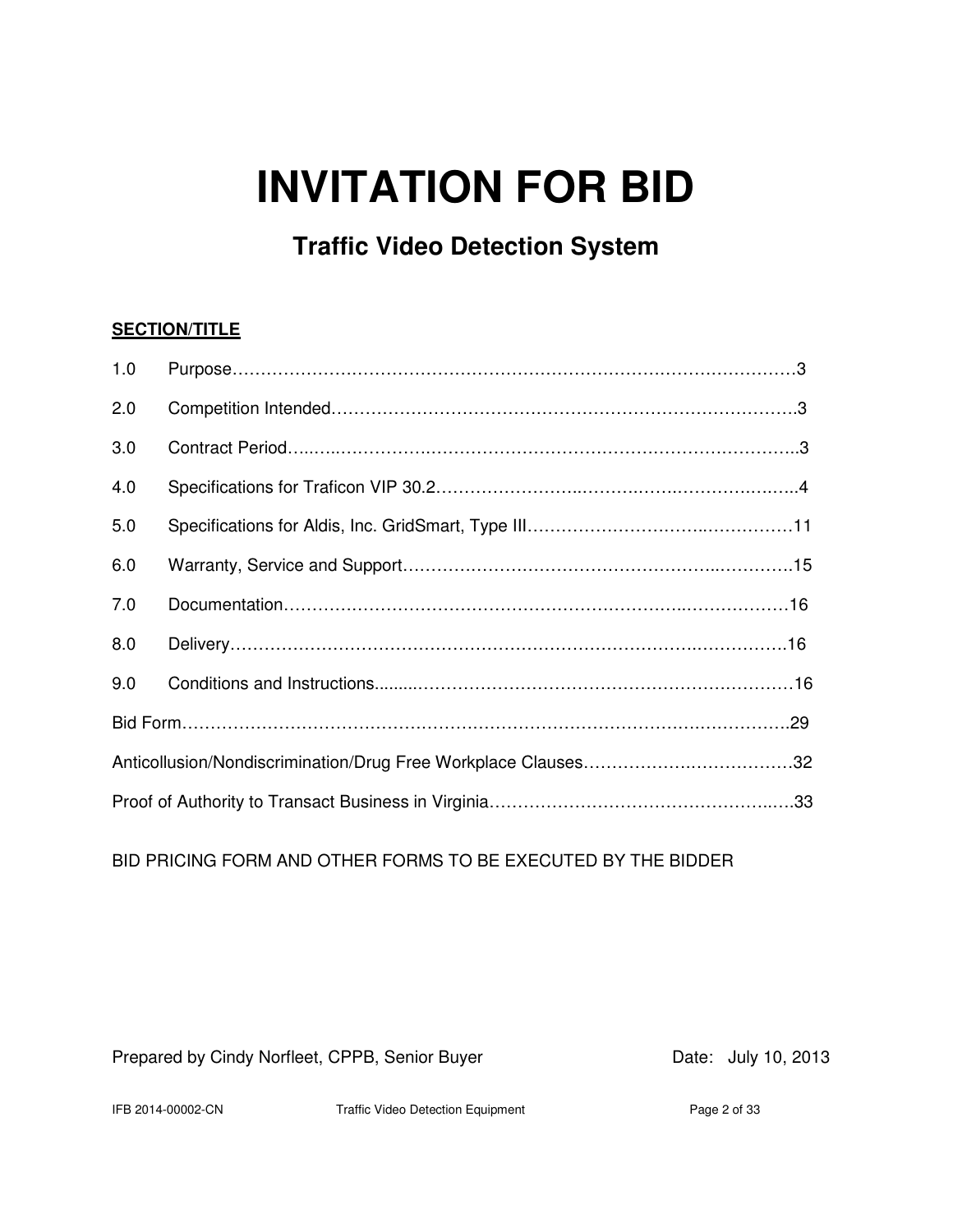# INVITATION FOR BID

## Traffic Video Detection System

**SECTION/TITLE**

| | | |
|---|---|---|
| 1.0 | Purpose | 3 |
| 2.0 | Competition Intended | 3 |
| 3.0 | Contract Period | 3 |
| 4.0 | Specifications for Traficon VIP 30.2 | 4 |
| 5.0 | Specifications for Aldis, Inc. GridSmart, Type III | 11 |
| 6.0 | Warranty, Service and Support | 15 |
| 7.0 | Documentation | 16 |
| 8.0 | Delivery | 16 |
| 9.0 | Conditions and Instructions | 16 |
| Bid Form | | 29 |
| Anticollusion/Nondiscrimination/Drug Free Workplace Clauses | | 32 |
| Proof of Authority to Transact Business in Virginia | | 33 |

BID PRICING FORM AND OTHER FORMS TO BE EXECUTED BY THE BIDDER

Prepared by Cindy Norfleet, CPPB, Senior Buyer    Date: July 10, 2013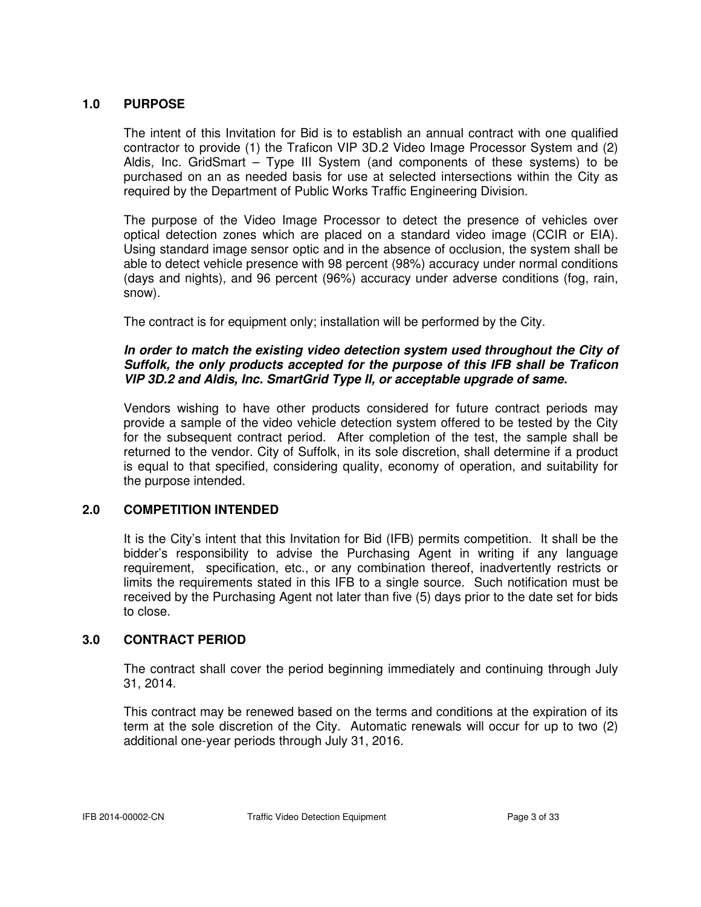## 1.0 PURPOSE

The intent of this Invitation for Bid is to establish an annual contract with one qualified contractor to provide (1) the Traficon VIP 3D.2 Video Image Processor System and (2) Aldis, Inc. GridSmart – Type III System (and components of these systems) to be purchased on an as needed basis for use at selected intersections within the City as required by the Department of Public Works Traffic Engineering Division.

The purpose of the Video Image Processor to detect the presence of vehicles over optical detection zones which are placed on a standard video image (CCIR or EIA). Using standard image sensor optic and in the absence of occlusion, the system shall be able to detect vehicle presence with 98 percent (98%) accuracy under normal conditions (days and nights), and 96 percent (96%) accuracy under adverse conditions (fog, rain, snow).

The contract is for equipment only; installation will be performed by the City.

***In order to match the existing video detection system used throughout the City of Suffolk, the only products accepted for the purpose of this IFB shall be Traficon VIP 3D.2 and Aldis, Inc. SmartGrid Type II, or acceptable upgrade of same.***

Vendors wishing to have other products considered for future contract periods may provide a sample of the video vehicle detection system offered to be tested by the City for the subsequent contract period. After completion of the test, the sample shall be returned to the vendor. City of Suffolk, in its sole discretion, shall determine if a product is equal to that specified, considering quality, economy of operation, and suitability for the purpose intended.

## 2.0 COMPETITION INTENDED

It is the City's intent that this Invitation for Bid (IFB) permits competition. It shall be the bidder's responsibility to advise the Purchasing Agent in writing if any language requirement, specification, etc., or any combination thereof, inadvertently restricts or limits the requirements stated in this IFB to a single source. Such notification must be received by the Purchasing Agent not later than five (5) days prior to the date set for bids to close.

## 3.0 CONTRACT PERIOD

The contract shall cover the period beginning immediately and continuing through July 31, 2014.

This contract may be renewed based on the terms and conditions at the expiration of its term at the sole discretion of the City. Automatic renewals will occur for up to two (2) additional one-year periods through July 31, 2016.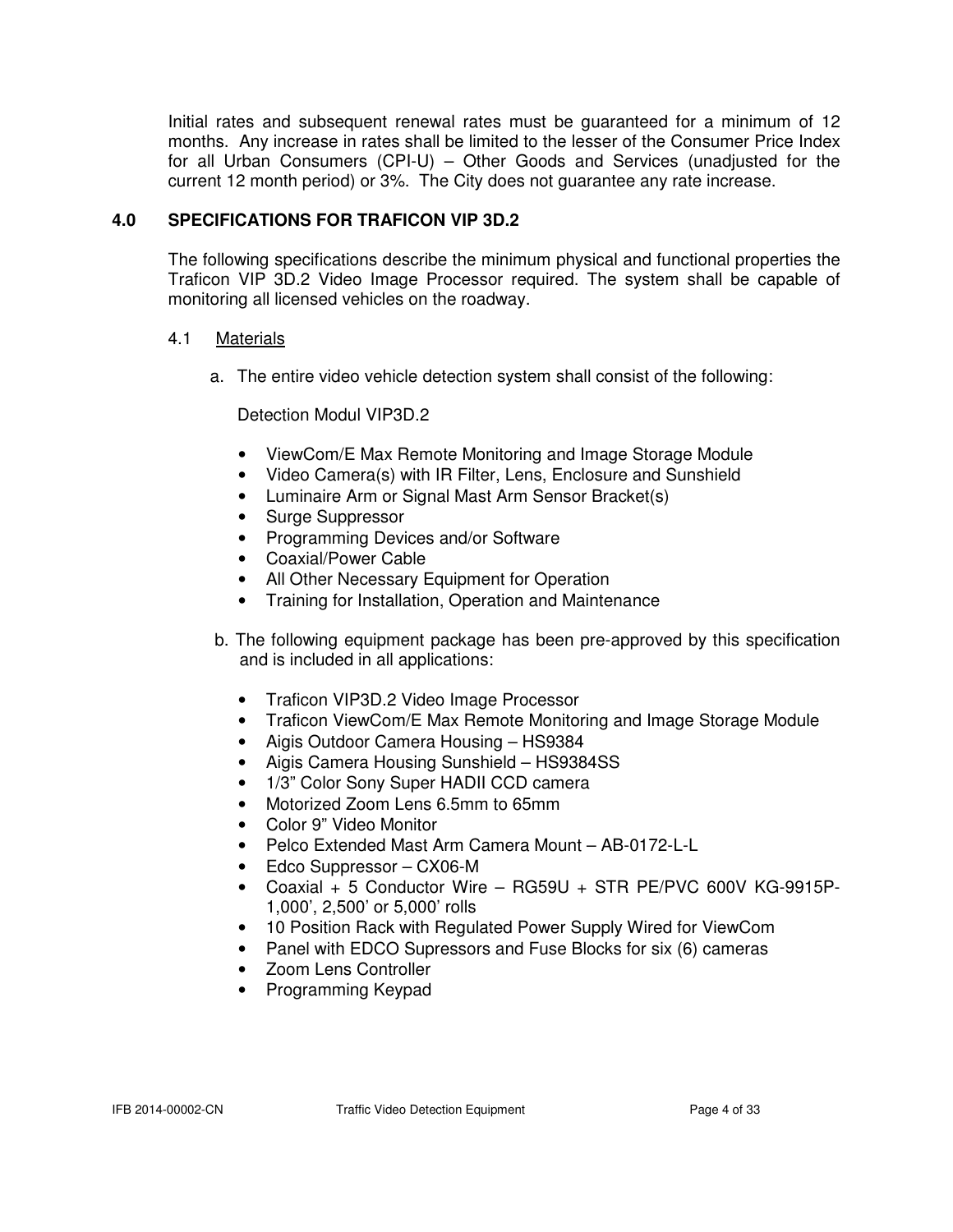Initial rates and subsequent renewal rates must be guaranteed for a minimum of 12 months. Any increase in rates shall be limited to the lesser of the Consumer Price Index for all Urban Consumers (CPI-U) – Other Goods and Services (unadjusted for the current 12 month period) or 3%. The City does not guarantee any rate increase.

## 4.0 SPECIFICATIONS FOR TRAFICON VIP 3D.2

The following specifications describe the minimum physical and functional properties the Traficon VIP 3D.2 Video Image Processor required. The system shall be capable of monitoring all licensed vehicles on the roadway.

### 4.1 Materials

a. The entire video vehicle detection system shall consist of the following:

Detection Modul VIP3D.2

- ViewCom/E Max Remote Monitoring and Image Storage Module
- Video Camera(s) with IR Filter, Lens, Enclosure and Sunshield
- Luminaire Arm or Signal Mast Arm Sensor Bracket(s)
- Surge Suppressor
- Programming Devices and/or Software
- Coaxial/Power Cable
- All Other Necessary Equipment for Operation
- Training for Installation, Operation and Maintenance

b. The following equipment package has been pre-approved by this specification and is included in all applications:

- Traficon VIP3D.2 Video Image Processor
- Traficon ViewCom/E Max Remote Monitoring and Image Storage Module
- Aigis Outdoor Camera Housing – HS9384
- Aigis Camera Housing Sunshield – HS9384SS
- 1/3" Color Sony Super HADII CCD camera
- Motorized Zoom Lens 6.5mm to 65mm
- Color 9" Video Monitor
- Pelco Extended Mast Arm Camera Mount – AB-0172-L-L
- Edco Suppressor – CX06-M
- Coaxial + 5 Conductor Wire – RG59U + STR PE/PVC 600V KG-9915P-1,000', 2,500' or 5,000' rolls
- 10 Position Rack with Regulated Power Supply Wired for ViewCom
- Panel with EDCO Supressors and Fuse Blocks for six (6) cameras
- Zoom Lens Controller
- Programming Keypad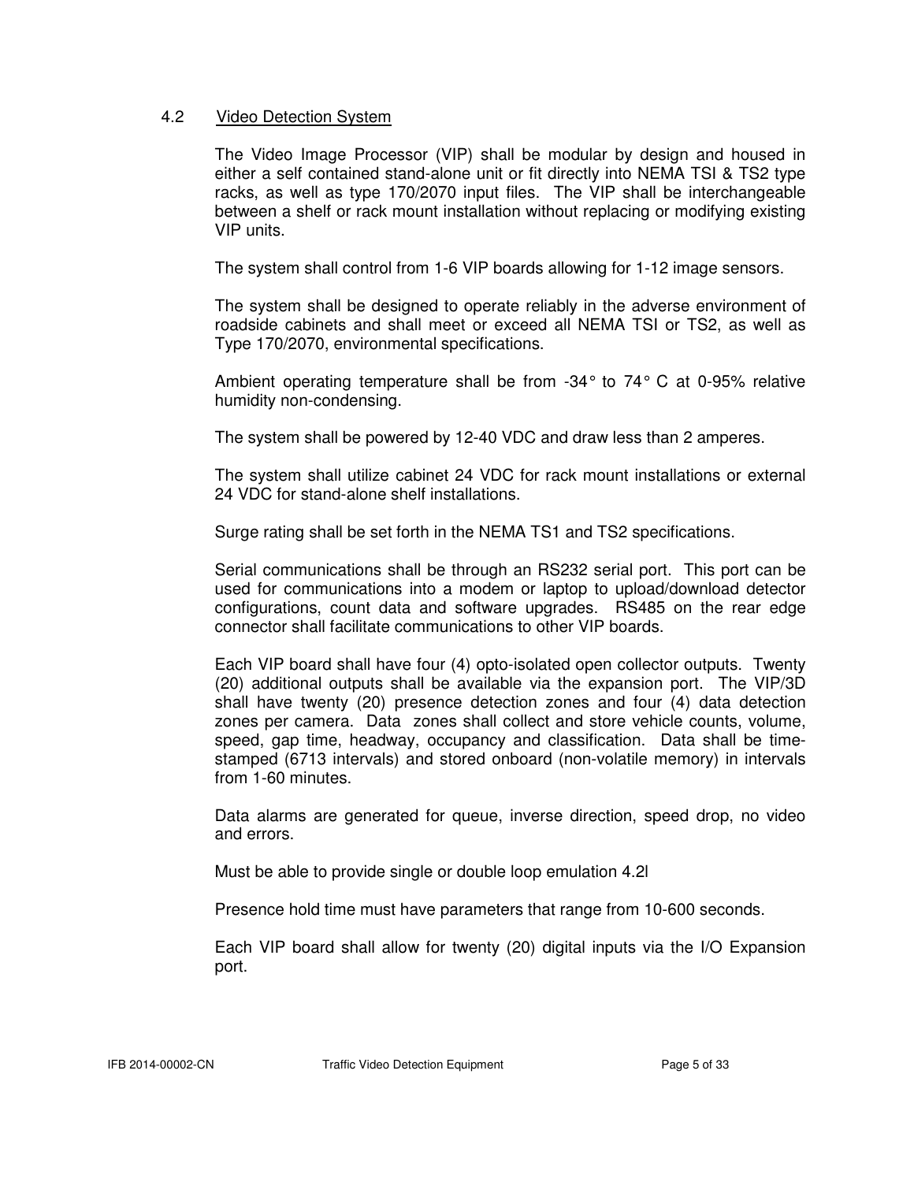## 4.2 Video Detection System

The Video Image Processor (VIP) shall be modular by design and housed in either a self contained stand-alone unit or fit directly into NEMA TSI & TS2 type racks, as well as type 170/2070 input files. The VIP shall be interchangeable between a shelf or rack mount installation without replacing or modifying existing VIP units.

The system shall control from 1-6 VIP boards allowing for 1-12 image sensors.

The system shall be designed to operate reliably in the adverse environment of roadside cabinets and shall meet or exceed all NEMA TSI or TS2, as well as Type 170/2070, environmental specifications.

Ambient operating temperature shall be from -34° to 74° C at 0-95% relative humidity non-condensing.

The system shall be powered by 12-40 VDC and draw less than 2 amperes.

The system shall utilize cabinet 24 VDC for rack mount installations or external 24 VDC for stand-alone shelf installations.

Surge rating shall be set forth in the NEMA TS1 and TS2 specifications.

Serial communications shall be through an RS232 serial port. This port can be used for communications into a modem or laptop to upload/download detector configurations, count data and software upgrades. RS485 on the rear edge connector shall facilitate communications to other VIP boards.

Each VIP board shall have four (4) opto-isolated open collector outputs. Twenty (20) additional outputs shall be available via the expansion port. The VIP/3D shall have twenty (20) presence detection zones and four (4) data detection zones per camera. Data zones shall collect and store vehicle counts, volume, speed, gap time, headway, occupancy and classification. Data shall be time-stamped (6713 intervals) and stored onboard (non-volatile memory) in intervals from 1-60 minutes.

Data alarms are generated for queue, inverse direction, speed drop, no video and errors.

Must be able to provide single or double loop emulation 4.2l

Presence hold time must have parameters that range from 10-600 seconds.

Each VIP board shall allow for twenty (20) digital inputs via the I/O Expansion port.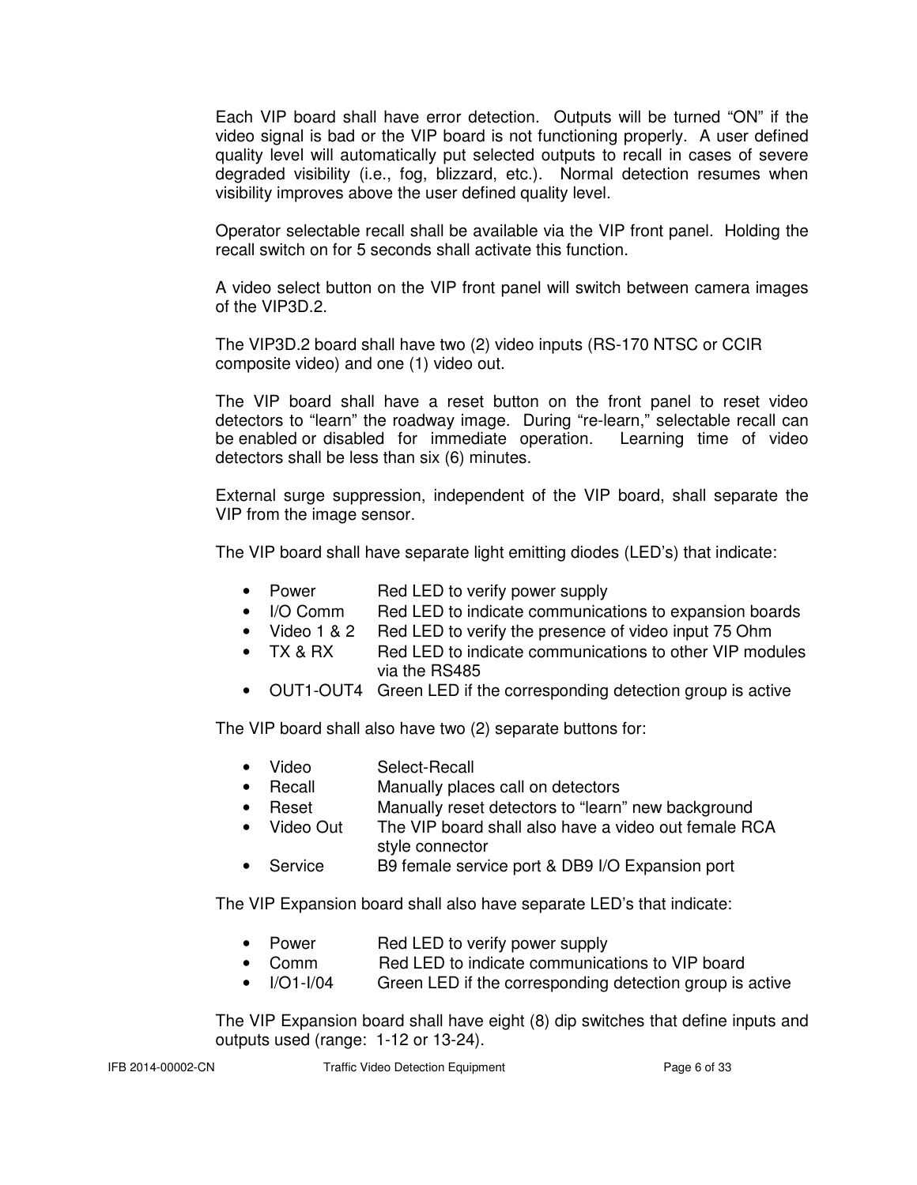Each VIP board shall have error detection. Outputs will be turned “ON” if the video signal is bad or the VIP board is not functioning properly. A user defined quality level will automatically put selected outputs to recall in cases of severe degraded visibility (i.e., fog, blizzard, etc.). Normal detection resumes when visibility improves above the user defined quality level.

Operator selectable recall shall be available via the VIP front panel. Holding the recall switch on for 5 seconds shall activate this function.

A video select button on the VIP front panel will switch between camera images of the VIP3D.2.

The VIP3D.2 board shall have two (2) video inputs (RS-170 NTSC or CCIR composite video) and one (1) video out.

The VIP board shall have a reset button on the front panel to reset video detectors to “learn” the roadway image. During “re-learn,” selectable recall can be enabled or disabled for immediate operation. Learning time of video detectors shall be less than six (6) minutes.

External surge suppression, independent of the VIP board, shall separate the VIP from the image sensor.

The VIP board shall have separate light emitting diodes (LED’s) that indicate:

- Power      Red LED to verify power supply
- I/O Comm      Red LED to indicate communications to expansion boards
- Video 1 & 2      Red LED to verify the presence of video input 75 Ohm
- TX & RX      Red LED to indicate communications to other VIP modules via the RS485
- OUT1-OUT4      Green LED if the corresponding detection group is active

The VIP board shall also have two (2) separate buttons for:

- Video      Select-Recall
- Recall      Manually places call on detectors
- Reset      Manually reset detectors to “learn” new background
- Video Out      The VIP board shall also have a video out female RCA style connector
- Service      B9 female service port & DB9 I/O Expansion port

The VIP Expansion board shall also have separate LED’s that indicate:

- Power      Red LED to verify power supply
- Comm      Red LED to indicate communications to VIP board
- I/O1-I/04      Green LED if the corresponding detection group is active

The VIP Expansion board shall have eight (8) dip switches that define inputs and outputs used (range: 1-12 or 13-24).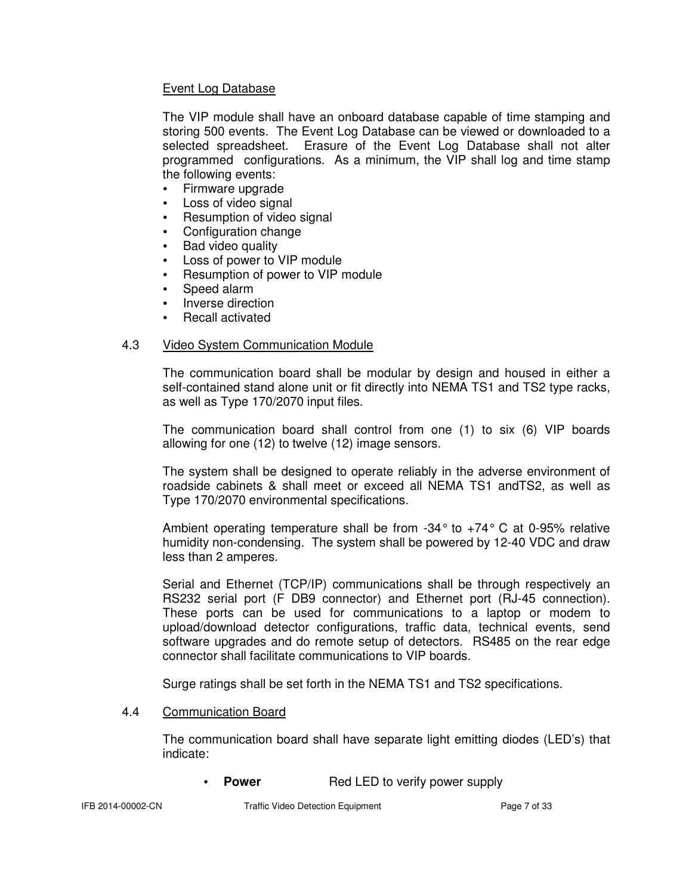Event Log Database

The VIP module shall have an onboard database capable of time stamping and storing 500 events. The Event Log Database can be viewed or downloaded to a selected spreadsheet. Erasure of the Event Log Database shall not alter programmed configurations. As a minimum, the VIP shall log and time stamp the following events:

- Firmware upgrade
- Loss of video signal
- Resumption of video signal
- Configuration change
- Bad video quality
- Loss of power to VIP module
- Resumption of power to VIP module
- Speed alarm
- Inverse direction
- Recall activated

## 4.3 Video System Communication Module

The communication board shall be modular by design and housed in either a self-contained stand alone unit or fit directly into NEMA TS1 and TS2 type racks, as well as Type 170/2070 input files.

The communication board shall control from one (1) to six (6) VIP boards allowing for one (12) to twelve (12) image sensors.

The system shall be designed to operate reliably in the adverse environment of roadside cabinets & shall meet or exceed all NEMA TS1 andTS2, as well as Type 170/2070 environmental specifications.

Ambient operating temperature shall be from -34° to +74° C at 0-95% relative humidity non-condensing. The system shall be powered by 12-40 VDC and draw less than 2 amperes.

Serial and Ethernet (TCP/IP) communications shall be through respectively an RS232 serial port (F DB9 connector) and Ethernet port (RJ-45 connection). These ports can be used for communications to a laptop or modem to upload/download detector configurations, traffic data, technical events, send software upgrades and do remote setup of detectors. RS485 on the rear edge connector shall facilitate communications to VIP boards.

Surge ratings shall be set forth in the NEMA TS1 and TS2 specifications.

## 4.4 Communication Board

The communication board shall have separate light emitting diodes (LED's) that indicate:

- **Power** Red LED to verify power supply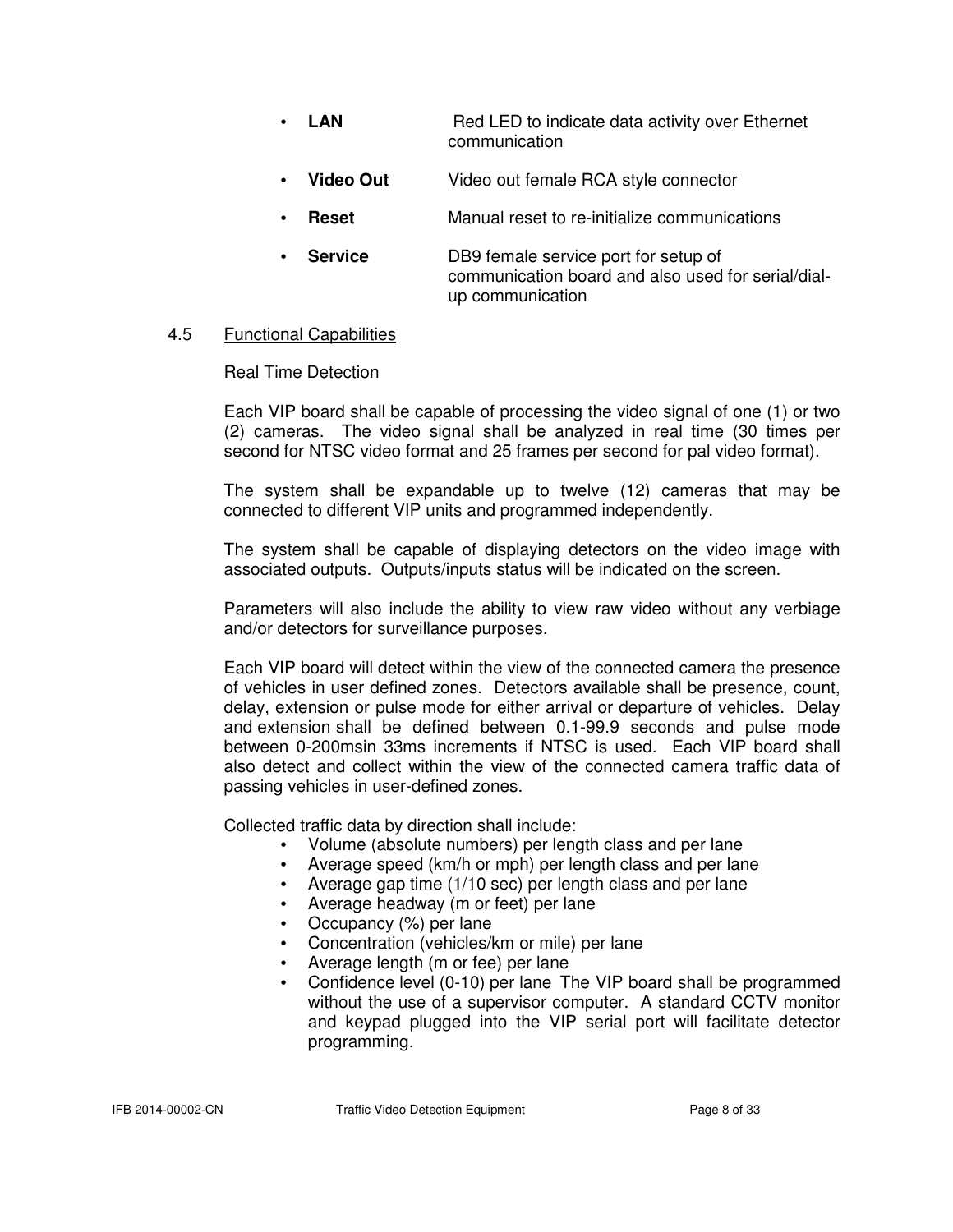- **LAN** Red LED to indicate data activity over Ethernet communication
- **Video Out** Video out female RCA style connector
- **Reset** Manual reset to re-initialize communications
- **Service** DB9 female service port for setup of communication board and also used for serial/dial-up communication

4.5 Functional Capabilities

Real Time Detection

Each VIP board shall be capable of processing the video signal of one (1) or two (2) cameras. The video signal shall be analyzed in real time (30 times per second for NTSC video format and 25 frames per second for pal video format).

The system shall be expandable up to twelve (12) cameras that may be connected to different VIP units and programmed independently.

The system shall be capable of displaying detectors on the video image with associated outputs. Outputs/inputs status will be indicated on the screen.

Parameters will also include the ability to view raw video without any verbiage and/or detectors for surveillance purposes.

Each VIP board will detect within the view of the connected camera the presence of vehicles in user defined zones. Detectors available shall be presence, count, delay, extension or pulse mode for either arrival or departure of vehicles. Delay and extension shall be defined between 0.1-99.9 seconds and pulse mode between 0-200msin 33ms increments if NTSC is used. Each VIP board shall also detect and collect within the view of the connected camera traffic data of passing vehicles in user-defined zones.

Collected traffic data by direction shall include:

- Volume (absolute numbers) per length class and per lane
- Average speed (km/h or mph) per length class and per lane
- Average gap time (1/10 sec) per length class and per lane
- Average headway (m or feet) per lane
- Occupancy (%) per lane
- Concentration (vehicles/km or mile) per lane
- Average length (m or fee) per lane
- Confidence level (0-10) per lane The VIP board shall be programmed without the use of a supervisor computer. A standard CCTV monitor and keypad plugged into the VIP serial port will facilitate detector programming.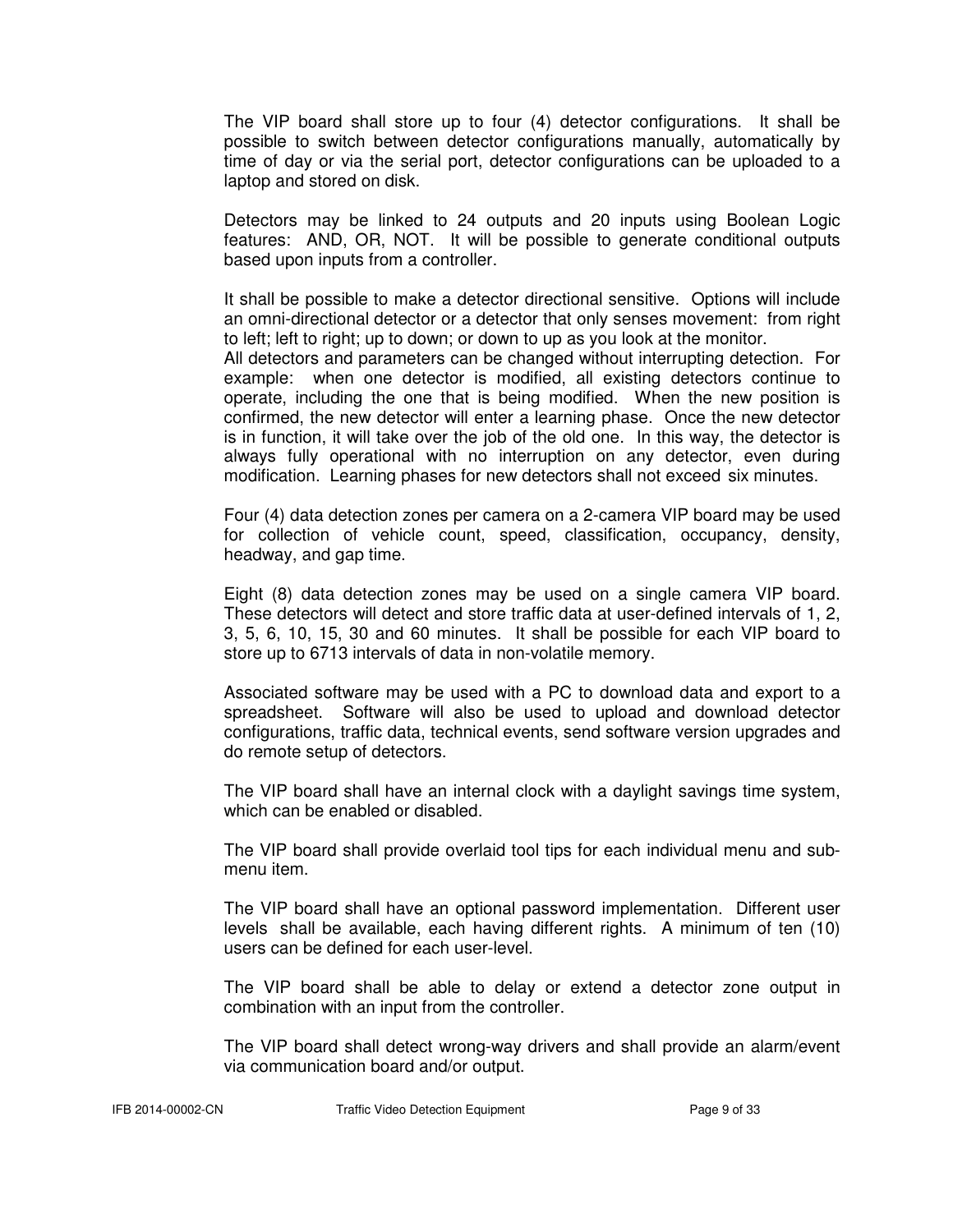The VIP board shall store up to four (4) detector configurations. It shall be possible to switch between detector configurations manually, automatically by time of day or via the serial port, detector configurations can be uploaded to a laptop and stored on disk.

Detectors may be linked to 24 outputs and 20 inputs using Boolean Logic features: AND, OR, NOT. It will be possible to generate conditional outputs based upon inputs from a controller.

It shall be possible to make a detector directional sensitive. Options will include an omni-directional detector or a detector that only senses movement: from right to left; left to right; up to down; or down to up as you look at the monitor.
All detectors and parameters can be changed without interrupting detection. For example: when one detector is modified, all existing detectors continue to operate, including the one that is being modified. When the new position is confirmed, the new detector will enter a learning phase. Once the new detector is in function, it will take over the job of the old one. In this way, the detector is always fully operational with no interruption on any detector, even during modification. Learning phases for new detectors shall not exceed six minutes.

Four (4) data detection zones per camera on a 2-camera VIP board may be used for collection of vehicle count, speed, classification, occupancy, density, headway, and gap time.

Eight (8) data detection zones may be used on a single camera VIP board. These detectors will detect and store traffic data at user-defined intervals of 1, 2, 3, 5, 6, 10, 15, 30 and 60 minutes. It shall be possible for each VIP board to store up to 6713 intervals of data in non-volatile memory.

Associated software may be used with a PC to download data and export to a spreadsheet. Software will also be used to upload and download detector configurations, traffic data, technical events, send software version upgrades and do remote setup of detectors.

The VIP board shall have an internal clock with a daylight savings time system, which can be enabled or disabled.

The VIP board shall provide overlaid tool tips for each individual menu and sub-menu item.

The VIP board shall have an optional password implementation. Different user levels shall be available, each having different rights. A minimum of ten (10) users can be defined for each user-level.

The VIP board shall be able to delay or extend a detector zone output in combination with an input from the controller.

The VIP board shall detect wrong-way drivers and shall provide an alarm/event via communication board and/or output.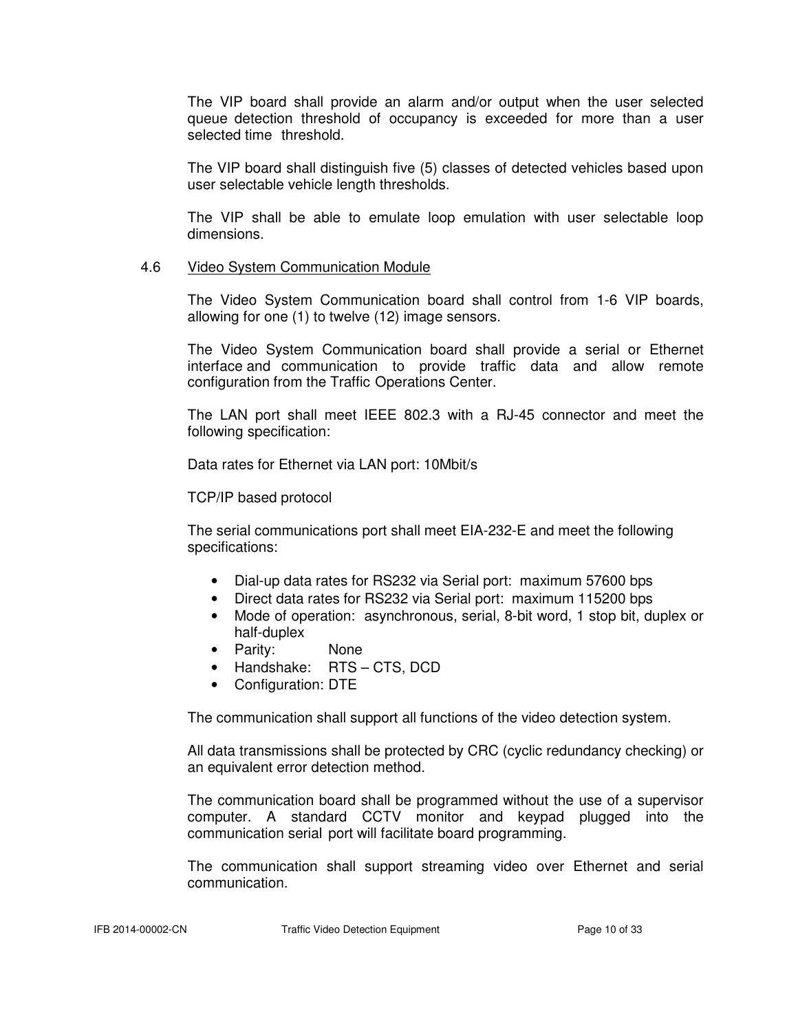The VIP board shall provide an alarm and/or output when the user selected queue detection threshold of occupancy is exceeded for more than a user selected time threshold.

The VIP board shall distinguish five (5) classes of detected vehicles based upon user selectable vehicle length thresholds.

The VIP shall be able to emulate loop emulation with user selectable loop dimensions.

## 4.6 Video System Communication Module

The Video System Communication board shall control from 1-6 VIP boards, allowing for one (1) to twelve (12) image sensors.

The Video System Communication board shall provide a serial or Ethernet interface and communication to provide traffic data and allow remote configuration from the Traffic Operations Center.

The LAN port shall meet IEEE 802.3 with a RJ-45 connector and meet the following specification:

Data rates for Ethernet via LAN port: 10Mbit/s

TCP/IP based protocol

The serial communications port shall meet EIA-232-E and meet the following specifications:

- Dial-up data rates for RS232 via Serial port: maximum 57600 bps
- Direct data rates for RS232 via Serial port: maximum 115200 bps
- Mode of operation: asynchronous, serial, 8-bit word, 1 stop bit, duplex or half-duplex
- Parity: None
- Handshake: RTS – CTS, DCD
- Configuration: DTE

The communication shall support all functions of the video detection system.

All data transmissions shall be protected by CRC (cyclic redundancy checking) or an equivalent error detection method.

The communication board shall be programmed without the use of a supervisor computer. A standard CCTV monitor and keypad plugged into the communication serial port will facilitate board programming.

The communication shall support streaming video over Ethernet and serial communication.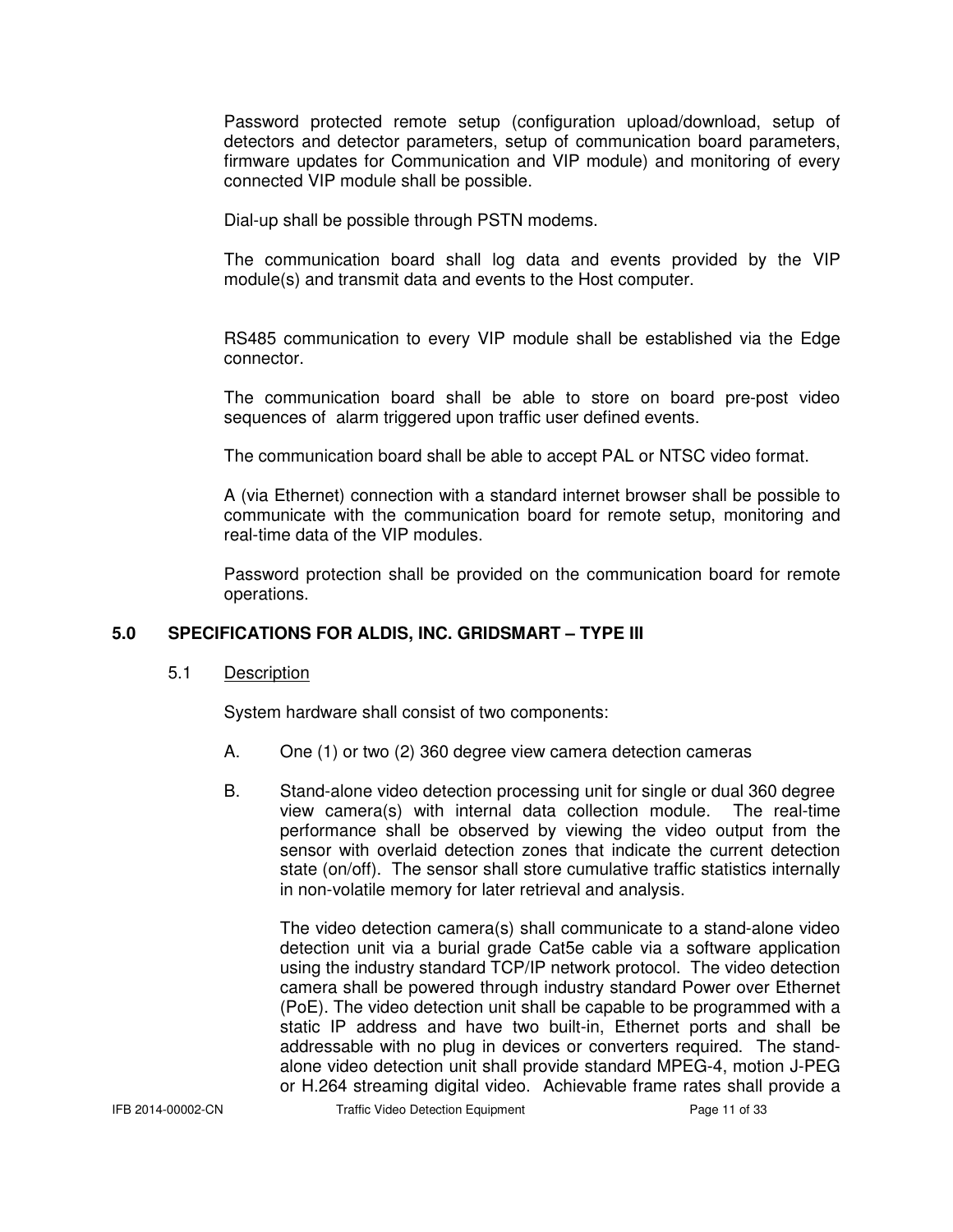Password protected remote setup (configuration upload/download, setup of detectors and detector parameters, setup of communication board parameters, firmware updates for Communication and VIP module) and monitoring of every connected VIP module shall be possible.

Dial-up shall be possible through PSTN modems.

The communication board shall log data and events provided by the VIP module(s) and transmit data and events to the Host computer.

RS485 communication to every VIP module shall be established via the Edge connector.

The communication board shall be able to store on board pre-post video sequences of alarm triggered upon traffic user defined events.

The communication board shall be able to accept PAL or NTSC video format.

A (via Ethernet) connection with a standard internet browser shall be possible to communicate with the communication board for remote setup, monitoring and real-time data of the VIP modules.

Password protection shall be provided on the communication board for remote operations.

## 5.0 SPECIFICATIONS FOR ALDIS, INC. GRIDSMART – TYPE III

### 5.1 Description

System hardware shall consist of two components:

A. One (1) or two (2) 360 degree view camera detection cameras

B. Stand-alone video detection processing unit for single or dual 360 degree view camera(s) with internal data collection module. The real-time performance shall be observed by viewing the video output from the sensor with overlaid detection zones that indicate the current detection state (on/off). The sensor shall store cumulative traffic statistics internally in non-volatile memory for later retrieval and analysis.

The video detection camera(s) shall communicate to a stand-alone video detection unit via a burial grade Cat5e cable via a software application using the industry standard TCP/IP network protocol. The video detection camera shall be powered through industry standard Power over Ethernet (PoE). The video detection unit shall be capable to be programmed with a static IP address and have two built-in, Ethernet ports and shall be addressable with no plug in devices or converters required. The stand-alone video detection unit shall provide standard MPEG-4, motion J-PEG or H.264 streaming digital video. Achievable frame rates shall provide a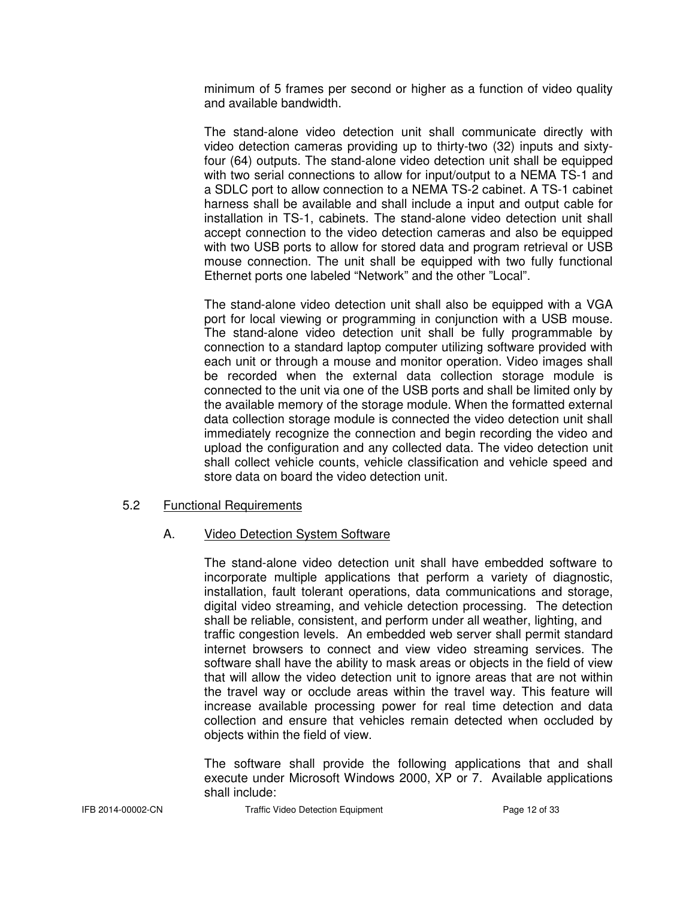minimum of 5 frames per second or higher as a function of video quality and available bandwidth.

The stand-alone video detection unit shall communicate directly with video detection cameras providing up to thirty-two (32) inputs and sixty-four (64) outputs. The stand-alone video detection unit shall be equipped with two serial connections to allow for input/output to a NEMA TS-1 and a SDLC port to allow connection to a NEMA TS-2 cabinet. A TS-1 cabinet harness shall be available and shall include a input and output cable for installation in TS-1, cabinets. The stand-alone video detection unit shall accept connection to the video detection cameras and also be equipped with two USB ports to allow for stored data and program retrieval or USB mouse connection. The unit shall be equipped with two fully functional Ethernet ports one labeled “Network” and the other ”Local”.

The stand-alone video detection unit shall also be equipped with a VGA port for local viewing or programming in conjunction with a USB mouse. The stand-alone video detection unit shall be fully programmable by connection to a standard laptop computer utilizing software provided with each unit or through a mouse and monitor operation. Video images shall be recorded when the external data collection storage module is connected to the unit via one of the USB ports and shall be limited only by the available memory of the storage module. When the formatted external data collection storage module is connected the video detection unit shall immediately recognize the connection and begin recording the video and upload the configuration and any collected data. The video detection unit shall collect vehicle counts, vehicle classification and vehicle speed and store data on board the video detection unit.

## 5.2 Functional Requirements

### A. Video Detection System Software

The stand-alone video detection unit shall have embedded software to incorporate multiple applications that perform a variety of diagnostic, installation, fault tolerant operations, data communications and storage, digital video streaming, and vehicle detection processing. The detection shall be reliable, consistent, and perform under all weather, lighting, and traffic congestion levels. An embedded web server shall permit standard internet browsers to connect and view video streaming services. The software shall have the ability to mask areas or objects in the field of view that will allow the video detection unit to ignore areas that are not within the travel way or occlude areas within the travel way. This feature will increase available processing power for real time detection and data collection and ensure that vehicles remain detected when occluded by objects within the field of view.

The software shall provide the following applications that and shall execute under Microsoft Windows 2000, XP or 7. Available applications shall include: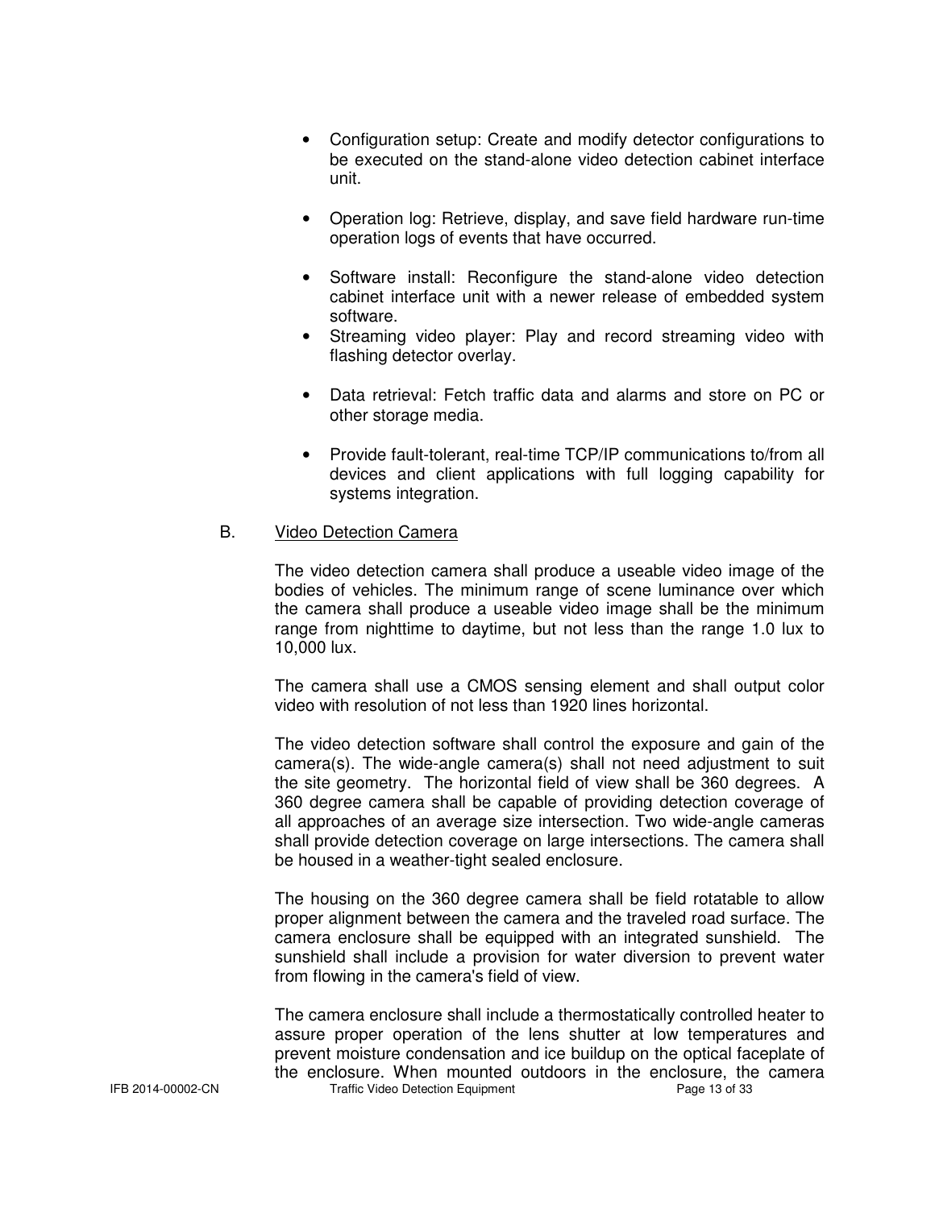- Configuration setup: Create and modify detector configurations to be executed on the stand-alone video detection cabinet interface unit.

- Operation log: Retrieve, display, and save field hardware run-time operation logs of events that have occurred.

- Software install: Reconfigure the stand-alone video detection cabinet interface unit with a newer release of embedded system software.
- Streaming video player: Play and record streaming video with flashing detector overlay.

- Data retrieval: Fetch traffic data and alarms and store on PC or other storage media.

- Provide fault-tolerant, real-time TCP/IP communications to/from all devices and client applications with full logging capability for systems integration.

B. <u>Video Detection Camera</u>

The video detection camera shall produce a useable video image of the bodies of vehicles. The minimum range of scene luminance over which the camera shall produce a useable video image shall be the minimum range from nighttime to daytime, but not less than the range 1.0 lux to 10,000 lux.

The camera shall use a CMOS sensing element and shall output color video with resolution of not less than 1920 lines horizontal.

The video detection software shall control the exposure and gain of the camera(s). The wide-angle camera(s) shall not need adjustment to suit the site geometry. The horizontal field of view shall be 360 degrees. A 360 degree camera shall be capable of providing detection coverage of all approaches of an average size intersection. Two wide-angle cameras shall provide detection coverage on large intersections. The camera shall be housed in a weather-tight sealed enclosure.

The housing on the 360 degree camera shall be field rotatable to allow proper alignment between the camera and the traveled road surface. The camera enclosure shall be equipped with an integrated sunshield. The sunshield shall include a provision for water diversion to prevent water from flowing in the camera's field of view.

The camera enclosure shall include a thermostatically controlled heater to assure proper operation of the lens shutter at low temperatures and prevent moisture condensation and ice buildup on the optical faceplate of the enclosure. When mounted outdoors in the enclosure, the camera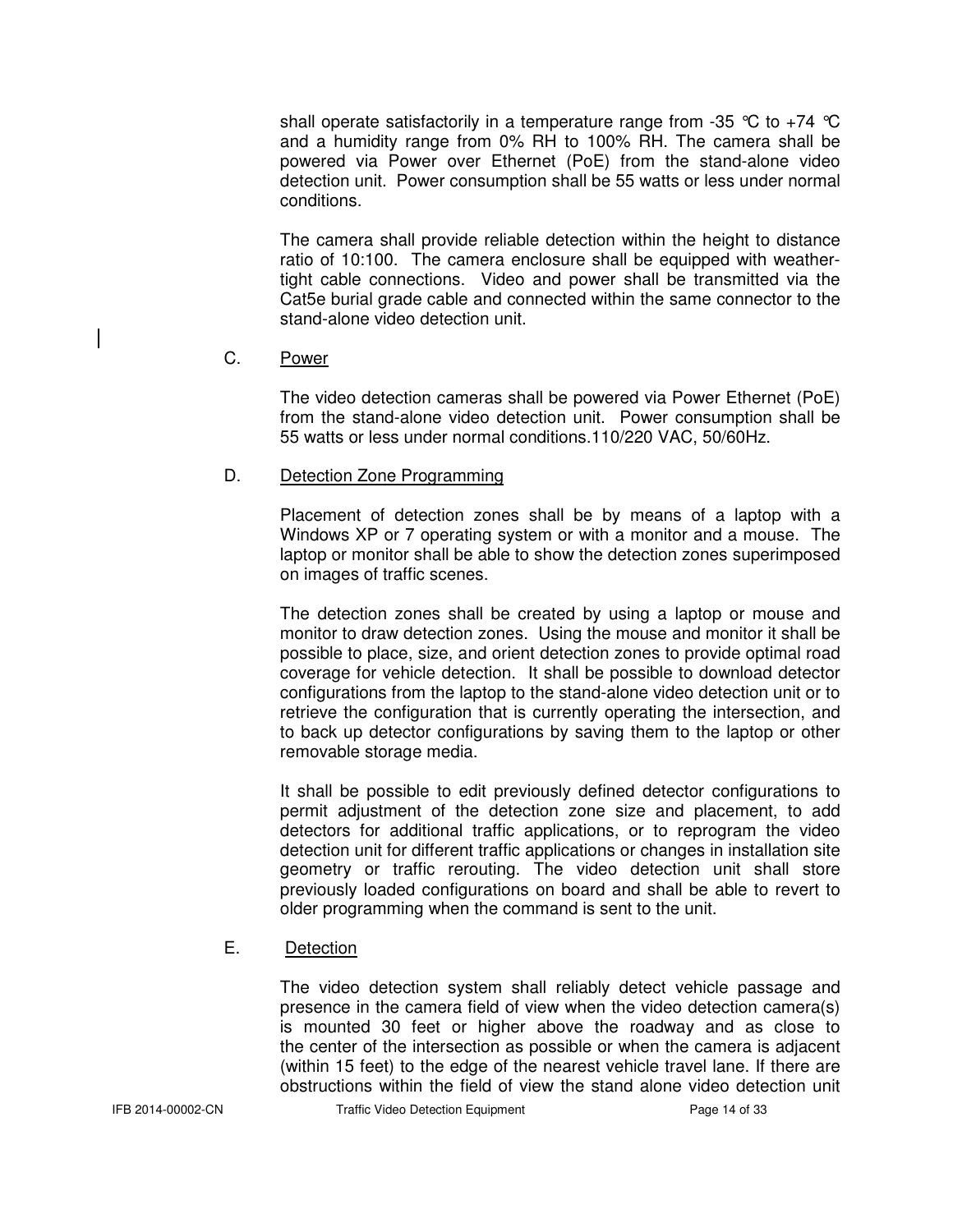shall operate satisfactorily in a temperature range from -35 ℃ to +74 ℃ and a humidity range from 0% RH to 100% RH. The camera shall be powered via Power over Ethernet (PoE) from the stand-alone video detection unit. Power consumption shall be 55 watts or less under normal conditions.

The camera shall provide reliable detection within the height to distance ratio of 10:100. The camera enclosure shall be equipped with weather-tight cable connections. Video and power shall be transmitted via the Cat5e burial grade cable and connected within the same connector to the stand-alone video detection unit.

C. Power

The video detection cameras shall be powered via Power Ethernet (PoE) from the stand-alone video detection unit. Power consumption shall be 55 watts or less under normal conditions.110/220 VAC, 50/60Hz.

D. Detection Zone Programming

Placement of detection zones shall be by means of a laptop with a Windows XP or 7 operating system or with a monitor and a mouse. The laptop or monitor shall be able to show the detection zones superimposed on images of traffic scenes.

The detection zones shall be created by using a laptop or mouse and monitor to draw detection zones. Using the mouse and monitor it shall be possible to place, size, and orient detection zones to provide optimal road coverage for vehicle detection. It shall be possible to download detector configurations from the laptop to the stand-alone video detection unit or to retrieve the configuration that is currently operating the intersection, and to back up detector configurations by saving them to the laptop or other removable storage media.

It shall be possible to edit previously defined detector configurations to permit adjustment of the detection zone size and placement, to add detectors for additional traffic applications, or to reprogram the video detection unit for different traffic applications or changes in installation site geometry or traffic rerouting. The video detection unit shall store previously loaded configurations on board and shall be able to revert to older programming when the command is sent to the unit.

E. Detection

The video detection system shall reliably detect vehicle passage and presence in the camera field of view when the video detection camera(s) is mounted 30 feet or higher above the roadway and as close to the center of the intersection as possible or when the camera is adjacent (within 15 feet) to the edge of the nearest vehicle travel lane. If there are obstructions within the field of view the stand alone video detection unit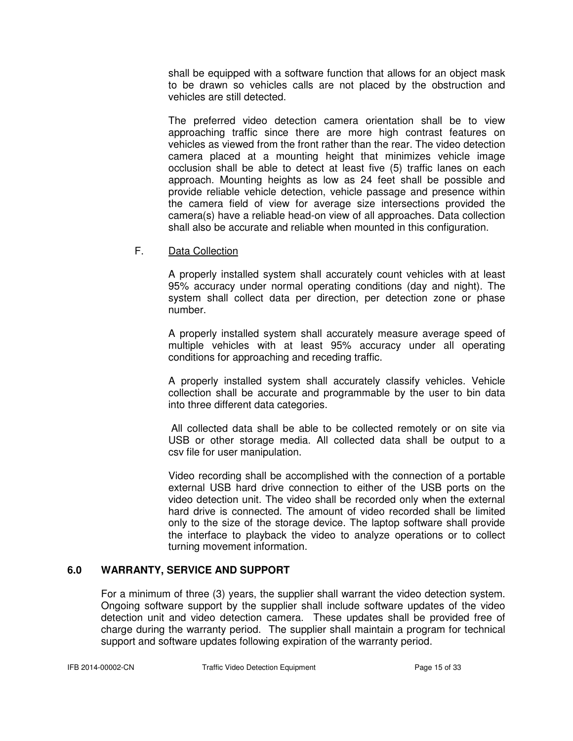shall be equipped with a software function that allows for an object mask to be drawn so vehicles calls are not placed by the obstruction and vehicles are still detected.

The preferred video detection camera orientation shall be to view approaching traffic since there are more high contrast features on vehicles as viewed from the front rather than the rear. The video detection camera placed at a mounting height that minimizes vehicle image occlusion shall be able to detect at least five (5) traffic lanes on each approach. Mounting heights as low as 24 feet shall be possible and provide reliable vehicle detection, vehicle passage and presence within the camera field of view for average size intersections provided the camera(s) have a reliable head-on view of all approaches. Data collection shall also be accurate and reliable when mounted in this configuration.

F. Data Collection

A properly installed system shall accurately count vehicles with at least 95% accuracy under normal operating conditions (day and night). The system shall collect data per direction, per detection zone or phase number.

A properly installed system shall accurately measure average speed of multiple vehicles with at least 95% accuracy under all operating conditions for approaching and receding traffic.

A properly installed system shall accurately classify vehicles. Vehicle collection shall be accurate and programmable by the user to bin data into three different data categories.

All collected data shall be able to be collected remotely or on site via USB or other storage media. All collected data shall be output to a csv file for user manipulation.

Video recording shall be accomplished with the connection of a portable external USB hard drive connection to either of the USB ports on the video detection unit. The video shall be recorded only when the external hard drive is connected. The amount of video recorded shall be limited only to the size of the storage device. The laptop software shall provide the interface to playback the video to analyze operations or to collect turning movement information.

## 6.0 WARRANTY, SERVICE AND SUPPORT

For a minimum of three (3) years, the supplier shall warrant the video detection system. Ongoing software support by the supplier shall include software updates of the video detection unit and video detection camera. These updates shall be provided free of charge during the warranty period. The supplier shall maintain a program for technical support and software updates following expiration of the warranty period.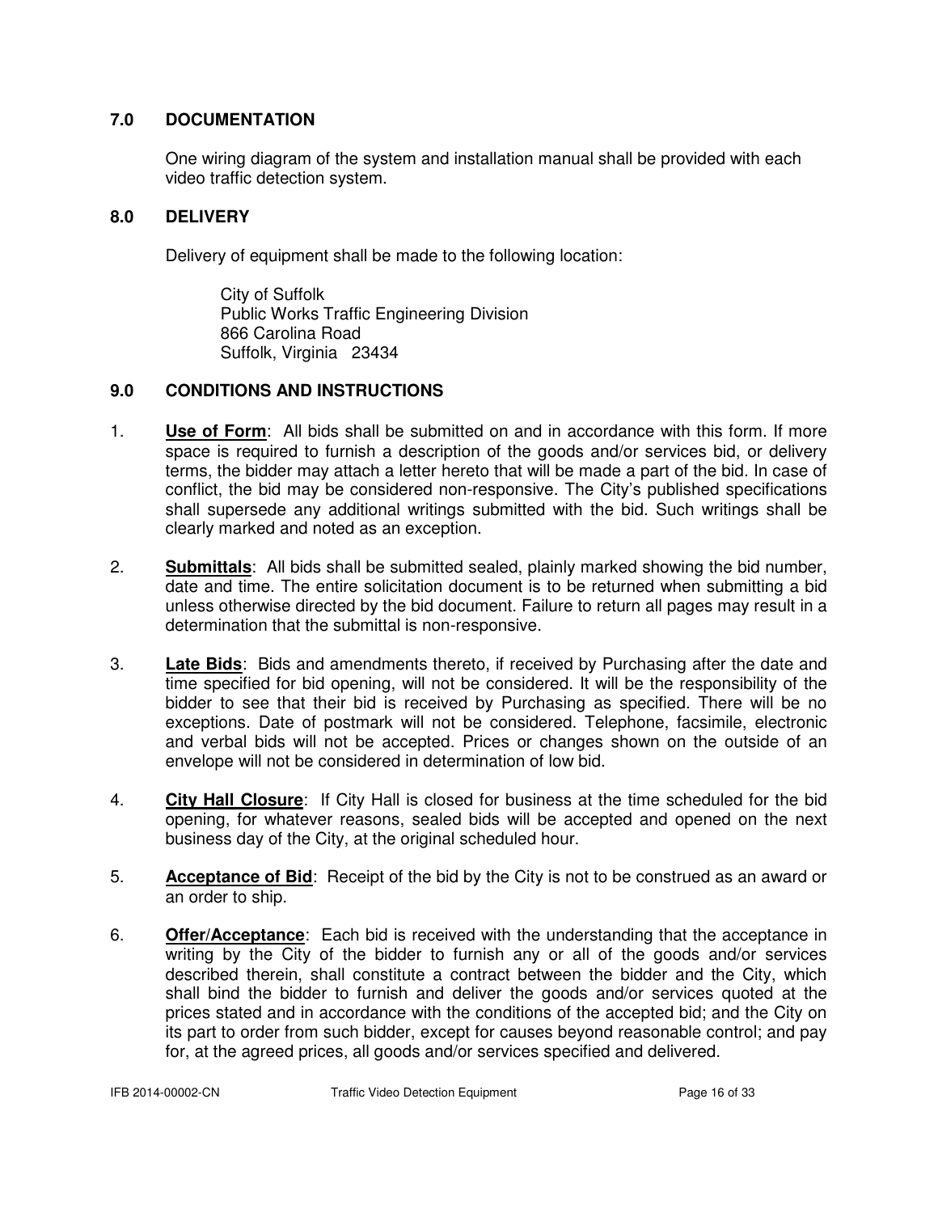## 7.0 DOCUMENTATION

One wiring diagram of the system and installation manual shall be provided with each video traffic detection system.

## 8.0 DELIVERY

Delivery of equipment shall be made to the following location:

City of Suffolk
Public Works Traffic Engineering Division
866 Carolina Road
Suffolk, Virginia 23434

## 9.0 CONDITIONS AND INSTRUCTIONS

1. **Use of Form**: All bids shall be submitted on and in accordance with this form. If more space is required to furnish a description of the goods and/or services bid, or delivery terms, the bidder may attach a letter hereto that will be made a part of the bid. In case of conflict, the bid may be considered non-responsive. The City's published specifications shall supersede any additional writings submitted with the bid. Such writings shall be clearly marked and noted as an exception.

2. **Submittals**: All bids shall be submitted sealed, plainly marked showing the bid number, date and time. The entire solicitation document is to be returned when submitting a bid unless otherwise directed by the bid document. Failure to return all pages may result in a determination that the submittal is non-responsive.

3. **Late Bids**: Bids and amendments thereto, if received by Purchasing after the date and time specified for bid opening, will not be considered. It will be the responsibility of the bidder to see that their bid is received by Purchasing as specified. There will be no exceptions. Date of postmark will not be considered. Telephone, facsimile, electronic and verbal bids will not be accepted. Prices or changes shown on the outside of an envelope will not be considered in determination of low bid.

4. **City Hall Closure**: If City Hall is closed for business at the time scheduled for the bid opening, for whatever reasons, sealed bids will be accepted and opened on the next business day of the City, at the original scheduled hour.

5. **Acceptance of Bid**: Receipt of the bid by the City is not to be construed as an award or an order to ship.

6. **Offer/Acceptance**: Each bid is received with the understanding that the acceptance in writing by the City of the bidder to furnish any or all of the goods and/or services described therein, shall constitute a contract between the bidder and the City, which shall bind the bidder to furnish and deliver the goods and/or services quoted at the prices stated and in accordance with the conditions of the accepted bid; and the City on its part to order from such bidder, except for causes beyond reasonable control; and pay for, at the agreed prices, all goods and/or services specified and delivered.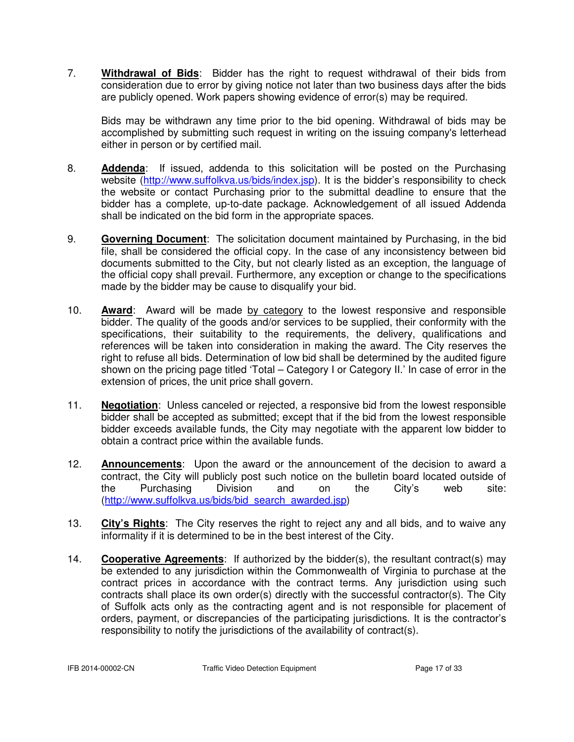7. **Withdrawal of Bids**: Bidder has the right to request withdrawal of their bids from consideration due to error by giving notice not later than two business days after the bids are publicly opened. Work papers showing evidence of error(s) may be required.

   Bids may be withdrawn any time prior to the bid opening. Withdrawal of bids may be accomplished by submitting such request in writing on the issuing company's letterhead either in person or by certified mail.

8. **Addenda**: If issued, addenda to this solicitation will be posted on the Purchasing website (http://www.suffolkva.us/bids/index.jsp). It is the bidder's responsibility to check the website or contact Purchasing prior to the submittal deadline to ensure that the bidder has a complete, up-to-date package. Acknowledgement of all issued Addenda shall be indicated on the bid form in the appropriate spaces.

9. **Governing Document**: The solicitation document maintained by Purchasing, in the bid file, shall be considered the official copy. In the case of any inconsistency between bid documents submitted to the City, but not clearly listed as an exception, the language of the official copy shall prevail. Furthermore, any exception or change to the specifications made by the bidder may be cause to disqualify your bid.

10. **Award**: Award will be made by category to the lowest responsive and responsible bidder. The quality of the goods and/or services to be supplied, their conformity with the specifications, their suitability to the requirements, the delivery, qualifications and references will be taken into consideration in making the award. The City reserves the right to refuse all bids. Determination of low bid shall be determined by the audited figure shown on the pricing page titled 'Total – Category I or Category II.' In case of error in the extension of prices, the unit price shall govern.

11. **Negotiation**: Unless canceled or rejected, a responsive bid from the lowest responsible bidder shall be accepted as submitted; except that if the bid from the lowest responsible bidder exceeds available funds, the City may negotiate with the apparent low bidder to obtain a contract price within the available funds.

12. **Announcements**: Upon the award or the announcement of the decision to award a contract, the City will publicly post such notice on the bulletin board located outside of the Purchasing Division and on the City's web site: (http://www.suffolkva.us/bids/bid_search_awarded.jsp)

13. **City's Rights**: The City reserves the right to reject any and all bids, and to waive any informality if it is determined to be in the best interest of the City.

14. **Cooperative Agreements**: If authorized by the bidder(s), the resultant contract(s) may be extended to any jurisdiction within the Commonwealth of Virginia to purchase at the contract prices in accordance with the contract terms. Any jurisdiction using such contracts shall place its own order(s) directly with the successful contractor(s). The City of Suffolk acts only as the contracting agent and is not responsible for placement of orders, payment, or discrepancies of the participating jurisdictions. It is the contractor's responsibility to notify the jurisdictions of the availability of contract(s).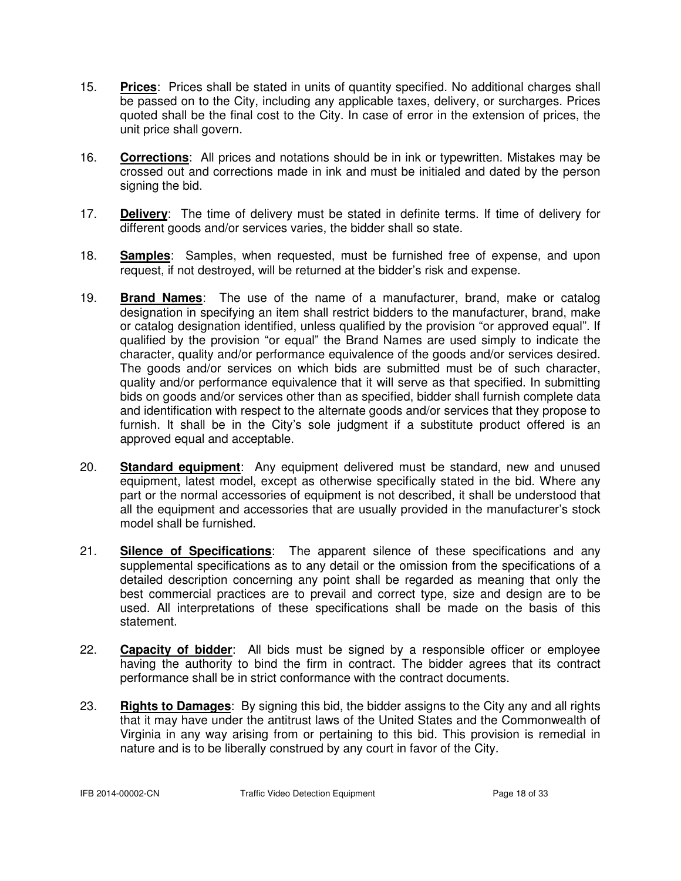15. **Prices**: Prices shall be stated in units of quantity specified. No additional charges shall be passed on to the City, including any applicable taxes, delivery, or surcharges. Prices quoted shall be the final cost to the City. In case of error in the extension of prices, the unit price shall govern.

16. **Corrections**: All prices and notations should be in ink or typewritten. Mistakes may be crossed out and corrections made in ink and must be initialed and dated by the person signing the bid.

17. **Delivery**: The time of delivery must be stated in definite terms. If time of delivery for different goods and/or services varies, the bidder shall so state.

18. **Samples**: Samples, when requested, must be furnished free of expense, and upon request, if not destroyed, will be returned at the bidder's risk and expense.

19. **Brand Names**: The use of the name of a manufacturer, brand, make or catalog designation in specifying an item shall restrict bidders to the manufacturer, brand, make or catalog designation identified, unless qualified by the provision "or approved equal". If qualified by the provision "or equal" the Brand Names are used simply to indicate the character, quality and/or performance equivalence of the goods and/or services desired. The goods and/or services on which bids are submitted must be of such character, quality and/or performance equivalence that it will serve as that specified. In submitting bids on goods and/or services other than as specified, bidder shall furnish complete data and identification with respect to the alternate goods and/or services that they propose to furnish. It shall be in the City's sole judgment if a substitute product offered is an approved equal and acceptable.

20. **Standard equipment**: Any equipment delivered must be standard, new and unused equipment, latest model, except as otherwise specifically stated in the bid. Where any part or the normal accessories of equipment is not described, it shall be understood that all the equipment and accessories that are usually provided in the manufacturer's stock model shall be furnished.

21. **Silence of Specifications**: The apparent silence of these specifications and any supplemental specifications as to any detail or the omission from the specifications of a detailed description concerning any point shall be regarded as meaning that only the best commercial practices are to prevail and correct type, size and design are to be used. All interpretations of these specifications shall be made on the basis of this statement.

22. **Capacity of bidder**: All bids must be signed by a responsible officer or employee having the authority to bind the firm in contract. The bidder agrees that its contract performance shall be in strict conformance with the contract documents.

23. **Rights to Damages**: By signing this bid, the bidder assigns to the City any and all rights that it may have under the antitrust laws of the United States and the Commonwealth of Virginia in any way arising from or pertaining to this bid. This provision is remedial in nature and is to be liberally construed by any court in favor of the City.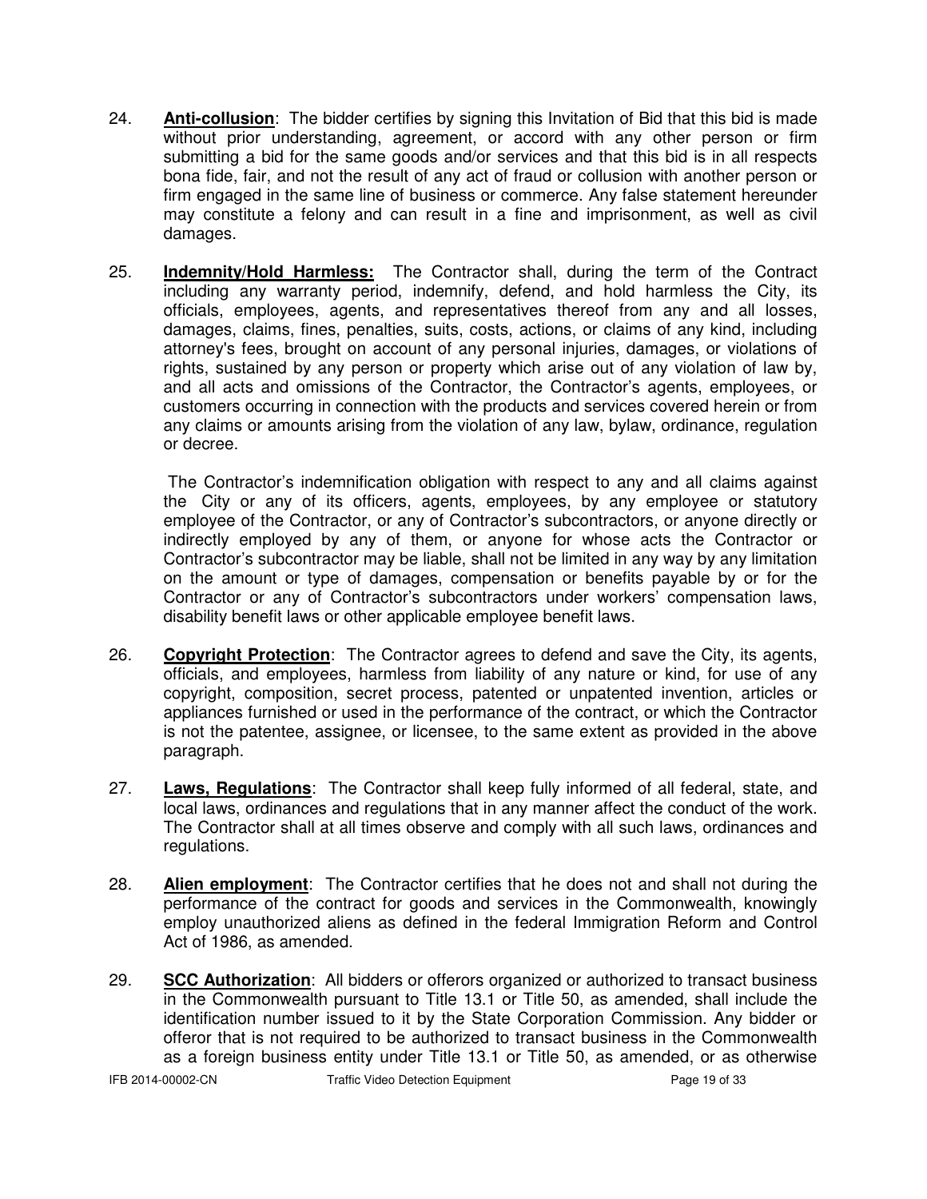24. **Anti-collusion**: The bidder certifies by signing this Invitation of Bid that this bid is made without prior understanding, agreement, or accord with any other person or firm submitting a bid for the same goods and/or services and that this bid is in all respects bona fide, fair, and not the result of any act of fraud or collusion with another person or firm engaged in the same line of business or commerce. Any false statement hereunder may constitute a felony and can result in a fine and imprisonment, as well as civil damages.

25. **Indemnity/Hold Harmless:** The Contractor shall, during the term of the Contract including any warranty period, indemnify, defend, and hold harmless the City, its officials, employees, agents, and representatives thereof from any and all losses, damages, claims, fines, penalties, suits, costs, actions, or claims of any kind, including attorney's fees, brought on account of any personal injuries, damages, or violations of rights, sustained by any person or property which arise out of any violation of law by, and all acts and omissions of the Contractor, the Contractor's agents, employees, or customers occurring in connection with the products and services covered herein or from any claims or amounts arising from the violation of any law, bylaw, ordinance, regulation or decree.

    The Contractor's indemnification obligation with respect to any and all claims against the City or any of its officers, agents, employees, by any employee or statutory employee of the Contractor, or any of Contractor's subcontractors, or anyone directly or indirectly employed by any of them, or anyone for whose acts the Contractor or Contractor's subcontractor may be liable, shall not be limited in any way by any limitation on the amount or type of damages, compensation or benefits payable by or for the Contractor or any of Contractor's subcontractors under workers' compensation laws, disability benefit laws or other applicable employee benefit laws.

26. **Copyright Protection**: The Contractor agrees to defend and save the City, its agents, officials, and employees, harmless from liability of any nature or kind, for use of any copyright, composition, secret process, patented or unpatented invention, articles or appliances furnished or used in the performance of the contract, or which the Contractor is not the patentee, assignee, or licensee, to the same extent as provided in the above paragraph.

27. **Laws, Regulations**: The Contractor shall keep fully informed of all federal, state, and local laws, ordinances and regulations that in any manner affect the conduct of the work. The Contractor shall at all times observe and comply with all such laws, ordinances and regulations.

28. **Alien employment**: The Contractor certifies that he does not and shall not during the performance of the contract for goods and services in the Commonwealth, knowingly employ unauthorized aliens as defined in the federal Immigration Reform and Control Act of 1986, as amended.

29. **SCC Authorization**: All bidders or offerors organized or authorized to transact business in the Commonwealth pursuant to Title 13.1 or Title 50, as amended, shall include the identification number issued to it by the State Corporation Commission. Any bidder or offeror that is not required to be authorized to transact business in the Commonwealth as a foreign business entity under Title 13.1 or Title 50, as amended, or as otherwise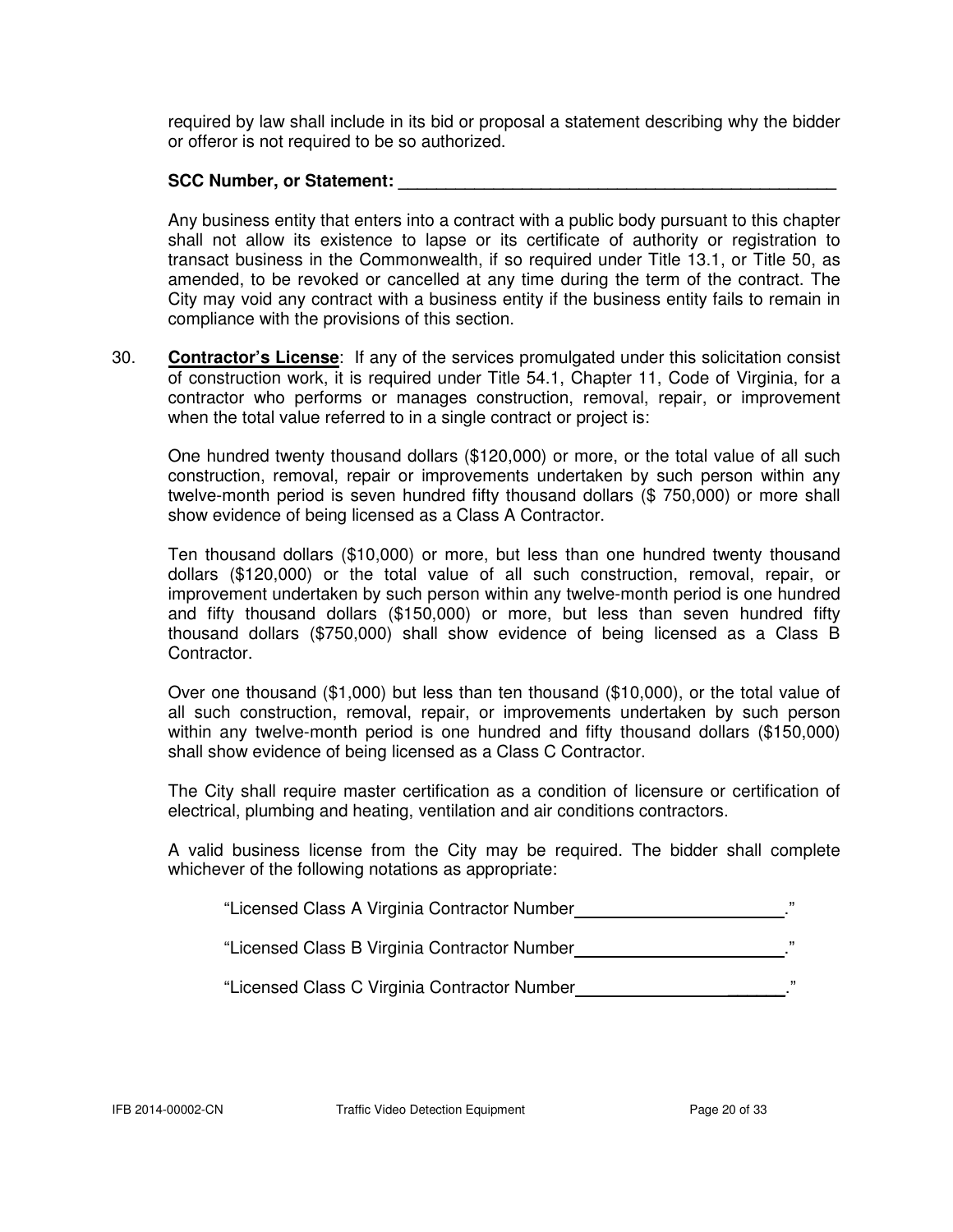required by law shall include in its bid or proposal a statement describing why the bidder or offeror is not required to be so authorized.

**SCC Number, or Statement: ___________________________________________**

Any business entity that enters into a contract with a public body pursuant to this chapter shall not allow its existence to lapse or its certificate of authority or registration to transact business in the Commonwealth, if so required under Title 13.1, or Title 50, as amended, to be revoked or cancelled at any time during the term of the contract. The City may void any contract with a business entity if the business entity fails to remain in compliance with the provisions of this section.

30. **<u>Contractor's License</u>**: If any of the services promulgated under this solicitation consist of construction work, it is required under Title 54.1, Chapter 11, Code of Virginia, for a contractor who performs or manages construction, removal, repair, or improvement when the total value referred to in a single contract or project is:

    One hundred twenty thousand dollars ($120,000) or more, or the total value of all such construction, removal, repair or improvements undertaken by such person within any twelve-month period is seven hundred fifty thousand dollars ($ 750,000) or more shall show evidence of being licensed as a Class A Contractor.

    Ten thousand dollars ($10,000) or more, but less than one hundred twenty thousand dollars ($120,000) or the total value of all such construction, removal, repair, or improvement undertaken by such person within any twelve-month period is one hundred and fifty thousand dollars ($150,000) or more, but less than seven hundred fifty thousand dollars ($750,000) shall show evidence of being licensed as a Class B Contractor.

    Over one thousand ($1,000) but less than ten thousand ($10,000), or the total value of all such construction, removal, repair, or improvements undertaken by such person within any twelve-month period is one hundred and fifty thousand dollars ($150,000) shall show evidence of being licensed as a Class C Contractor.

    The City shall require master certification as a condition of licensure or certification of electrical, plumbing and heating, ventilation and air conditions contractors.

    A valid business license from the City may be required. The bidder shall complete whichever of the following notations as appropriate:

    "Licensed Class A Virginia Contractor Number______________________."

    "Licensed Class B Virginia Contractor Number______________________."

    "Licensed Class C Virginia Contractor Number______________________."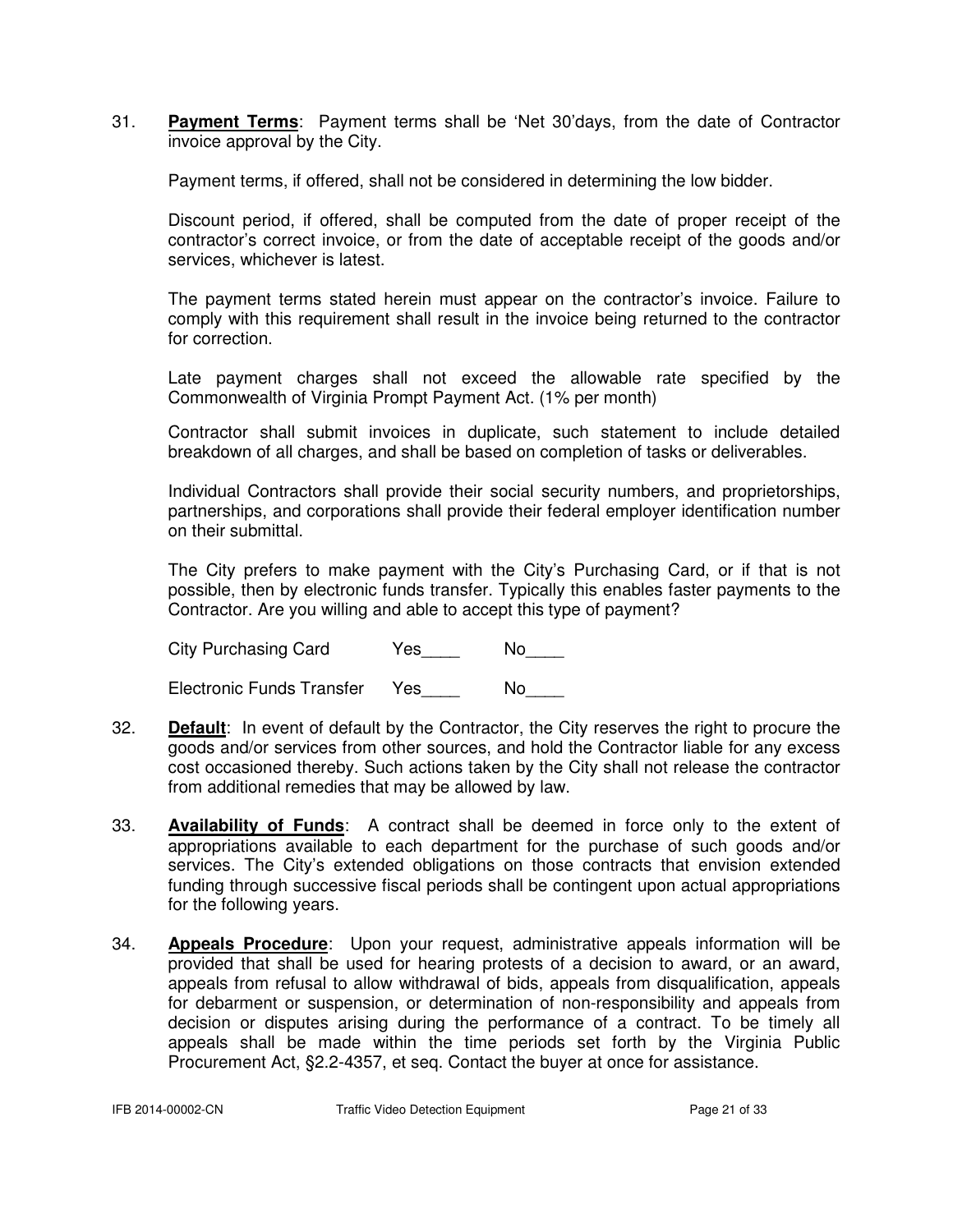31. **Payment Terms**: Payment terms shall be 'Net 30'days, from the date of Contractor invoice approval by the City.

    Payment terms, if offered, shall not be considered in determining the low bidder.

    Discount period, if offered, shall be computed from the date of proper receipt of the contractor's correct invoice, or from the date of acceptable receipt of the goods and/or services, whichever is latest.

    The payment terms stated herein must appear on the contractor's invoice. Failure to comply with this requirement shall result in the invoice being returned to the contractor for correction.

    Late payment charges shall not exceed the allowable rate specified by the Commonwealth of Virginia Prompt Payment Act. (1% per month)

    Contractor shall submit invoices in duplicate, such statement to include detailed breakdown of all charges, and shall be based on completion of tasks or deliverables.

    Individual Contractors shall provide their social security numbers, and proprietorships, partnerships, and corporations shall provide their federal employer identification number on their submittal.

    The City prefers to make payment with the City's Purchasing Card, or if that is not possible, then by electronic funds transfer. Typically this enables faster payments to the Contractor. Are you willing and able to accept this type of payment?

    City Purchasing Card Yes____ No____

    Electronic Funds Transfer Yes____ No____

32. **Default**: In event of default by the Contractor, the City reserves the right to procure the goods and/or services from other sources, and hold the Contractor liable for any excess cost occasioned thereby. Such actions taken by the City shall not release the contractor from additional remedies that may be allowed by law.

33. **Availability of Funds**: A contract shall be deemed in force only to the extent of appropriations available to each department for the purchase of such goods and/or services. The City's extended obligations on those contracts that envision extended funding through successive fiscal periods shall be contingent upon actual appropriations for the following years.

34. **Appeals Procedure**: Upon your request, administrative appeals information will be provided that shall be used for hearing protests of a decision to award, or an award, appeals from refusal to allow withdrawal of bids, appeals from disqualification, appeals for debarment or suspension, or determination of non-responsibility and appeals from decision or disputes arising during the performance of a contract. To be timely all appeals shall be made within the time periods set forth by the Virginia Public Procurement Act, §2.2-4357, et seq. Contact the buyer at once for assistance.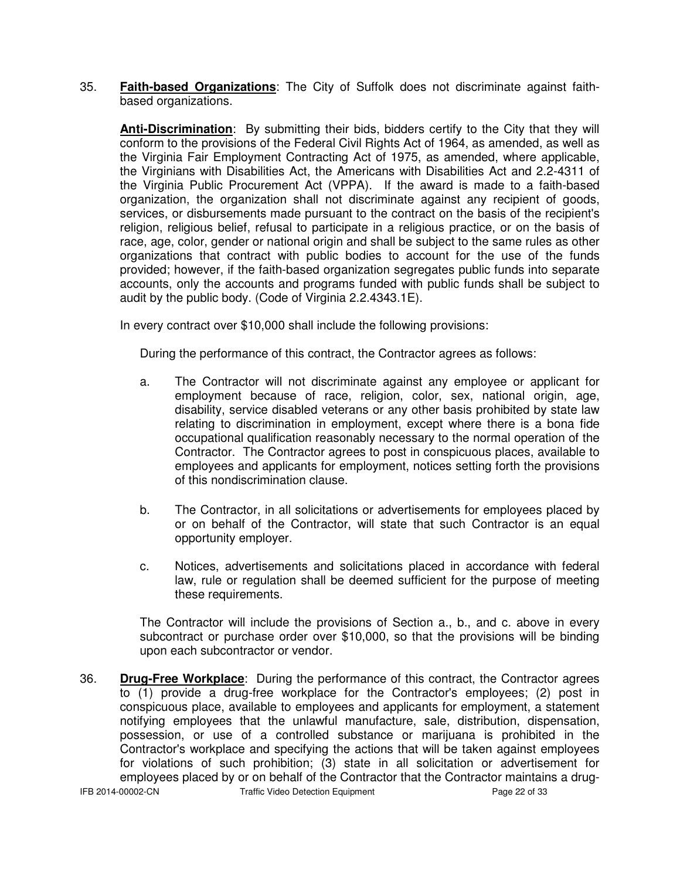35. **Faith-based Organizations**: The City of Suffolk does not discriminate against faith-based organizations.

    **Anti-Discrimination**: By submitting their bids, bidders certify to the City that they will conform to the provisions of the Federal Civil Rights Act of 1964, as amended, as well as the Virginia Fair Employment Contracting Act of 1975, as amended, where applicable, the Virginians with Disabilities Act, the Americans with Disabilities Act and 2.2-4311 of the Virginia Public Procurement Act (VPPA). If the award is made to a faith-based organization, the organization shall not discriminate against any recipient of goods, services, or disbursements made pursuant to the contract on the basis of the recipient's religion, religious belief, refusal to participate in a religious practice, or on the basis of race, age, color, gender or national origin and shall be subject to the same rules as other organizations that contract with public bodies to account for the use of the funds provided; however, if the faith-based organization segregates public funds into separate accounts, only the accounts and programs funded with public funds shall be subject to audit by the public body. (Code of Virginia 2.2.4343.1E).

    In every contract over $10,000 shall include the following provisions:

    During the performance of this contract, the Contractor agrees as follows:

    a. The Contractor will not discriminate against any employee or applicant for employment because of race, religion, color, sex, national origin, age, disability, service disabled veterans or any other basis prohibited by state law relating to discrimination in employment, except where there is a bona fide occupational qualification reasonably necessary to the normal operation of the Contractor. The Contractor agrees to post in conspicuous places, available to employees and applicants for employment, notices setting forth the provisions of this nondiscrimination clause.

    b. The Contractor, in all solicitations or advertisements for employees placed by or on behalf of the Contractor, will state that such Contractor is an equal opportunity employer.

    c. Notices, advertisements and solicitations placed in accordance with federal law, rule or regulation shall be deemed sufficient for the purpose of meeting these requirements.

    The Contractor will include the provisions of Section a., b., and c. above in every subcontract or purchase order over $10,000, so that the provisions will be binding upon each subcontractor or vendor.

36. **Drug-Free Workplace**: During the performance of this contract, the Contractor agrees to (1) provide a drug-free workplace for the Contractor's employees; (2) post in conspicuous place, available to employees and applicants for employment, a statement notifying employees that the unlawful manufacture, sale, distribution, dispensation, possession, or use of a controlled substance or marijuana is prohibited in the Contractor's workplace and specifying the actions that will be taken against employees for violations of such prohibition; (3) state in all solicitation or advertisement for employees placed by or on behalf of the Contractor that the Contractor maintains a drug-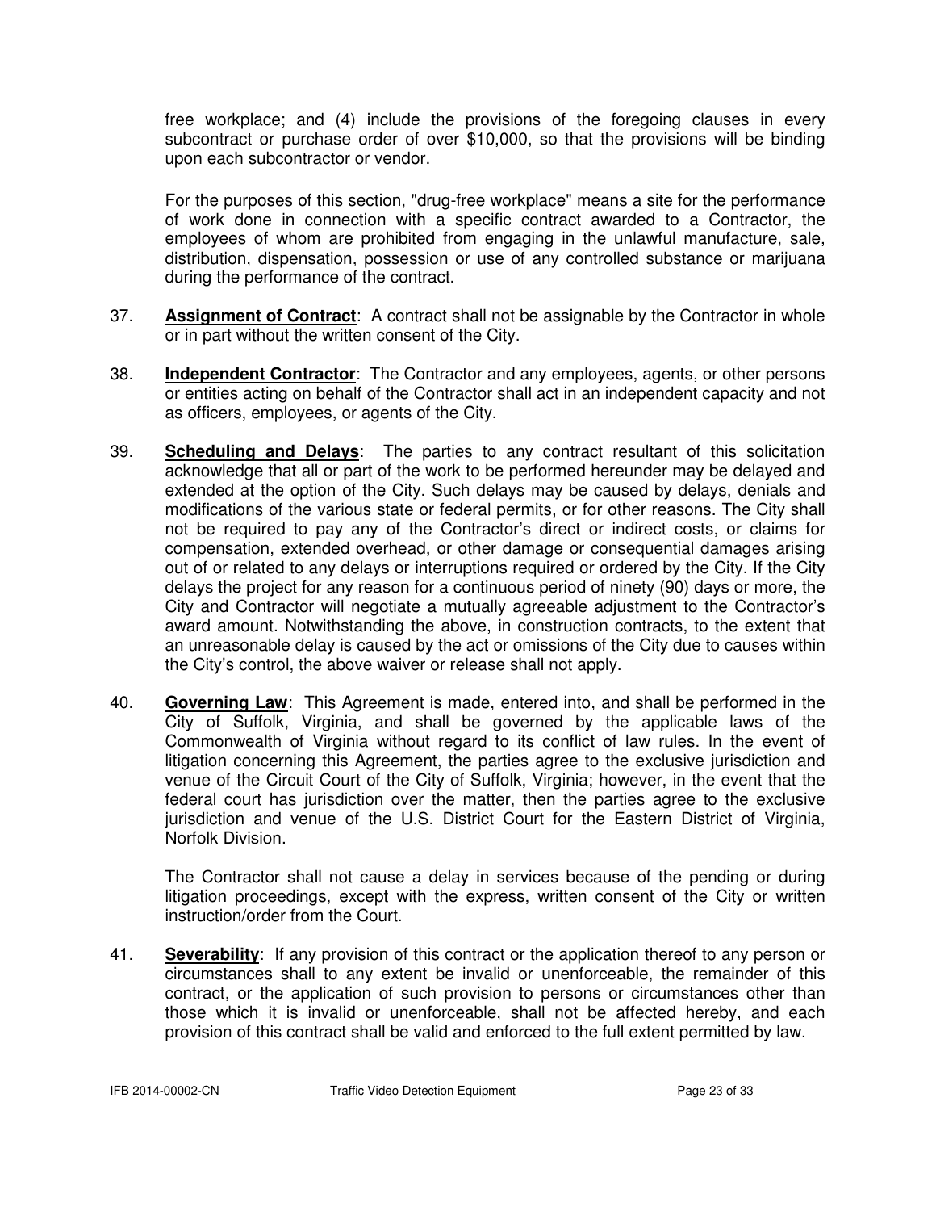free workplace; and (4) include the provisions of the foregoing clauses in every subcontract or purchase order of over $10,000, so that the provisions will be binding upon each subcontractor or vendor.

For the purposes of this section, "drug-free workplace" means a site for the performance of work done in connection with a specific contract awarded to a Contractor, the employees of whom are prohibited from engaging in the unlawful manufacture, sale, distribution, dispensation, possession or use of any controlled substance or marijuana during the performance of the contract.

37. **Assignment of Contract**: A contract shall not be assignable by the Contractor in whole or in part without the written consent of the City.

38. **Independent Contractor**: The Contractor and any employees, agents, or other persons or entities acting on behalf of the Contractor shall act in an independent capacity and not as officers, employees, or agents of the City.

39. **Scheduling and Delays**: The parties to any contract resultant of this solicitation acknowledge that all or part of the work to be performed hereunder may be delayed and extended at the option of the City. Such delays may be caused by delays, denials and modifications of the various state or federal permits, or for other reasons. The City shall not be required to pay any of the Contractor's direct or indirect costs, or claims for compensation, extended overhead, or other damage or consequential damages arising out of or related to any delays or interruptions required or ordered by the City. If the City delays the project for any reason for a continuous period of ninety (90) days or more, the City and Contractor will negotiate a mutually agreeable adjustment to the Contractor's award amount. Notwithstanding the above, in construction contracts, to the extent that an unreasonable delay is caused by the act or omissions of the City due to causes within the City's control, the above waiver or release shall not apply.

40. **Governing Law**: This Agreement is made, entered into, and shall be performed in the City of Suffolk, Virginia, and shall be governed by the applicable laws of the Commonwealth of Virginia without regard to its conflict of law rules. In the event of litigation concerning this Agreement, the parties agree to the exclusive jurisdiction and venue of the Circuit Court of the City of Suffolk, Virginia; however, in the event that the federal court has jurisdiction over the matter, then the parties agree to the exclusive jurisdiction and venue of the U.S. District Court for the Eastern District of Virginia, Norfolk Division.

    The Contractor shall not cause a delay in services because of the pending or during litigation proceedings, except with the express, written consent of the City or written instruction/order from the Court.

41. **Severability**: If any provision of this contract or the application thereof to any person or circumstances shall to any extent be invalid or unenforceable, the remainder of this contract, or the application of such provision to persons or circumstances other than those which it is invalid or unenforceable, shall not be affected hereby, and each provision of this contract shall be valid and enforced to the full extent permitted by law.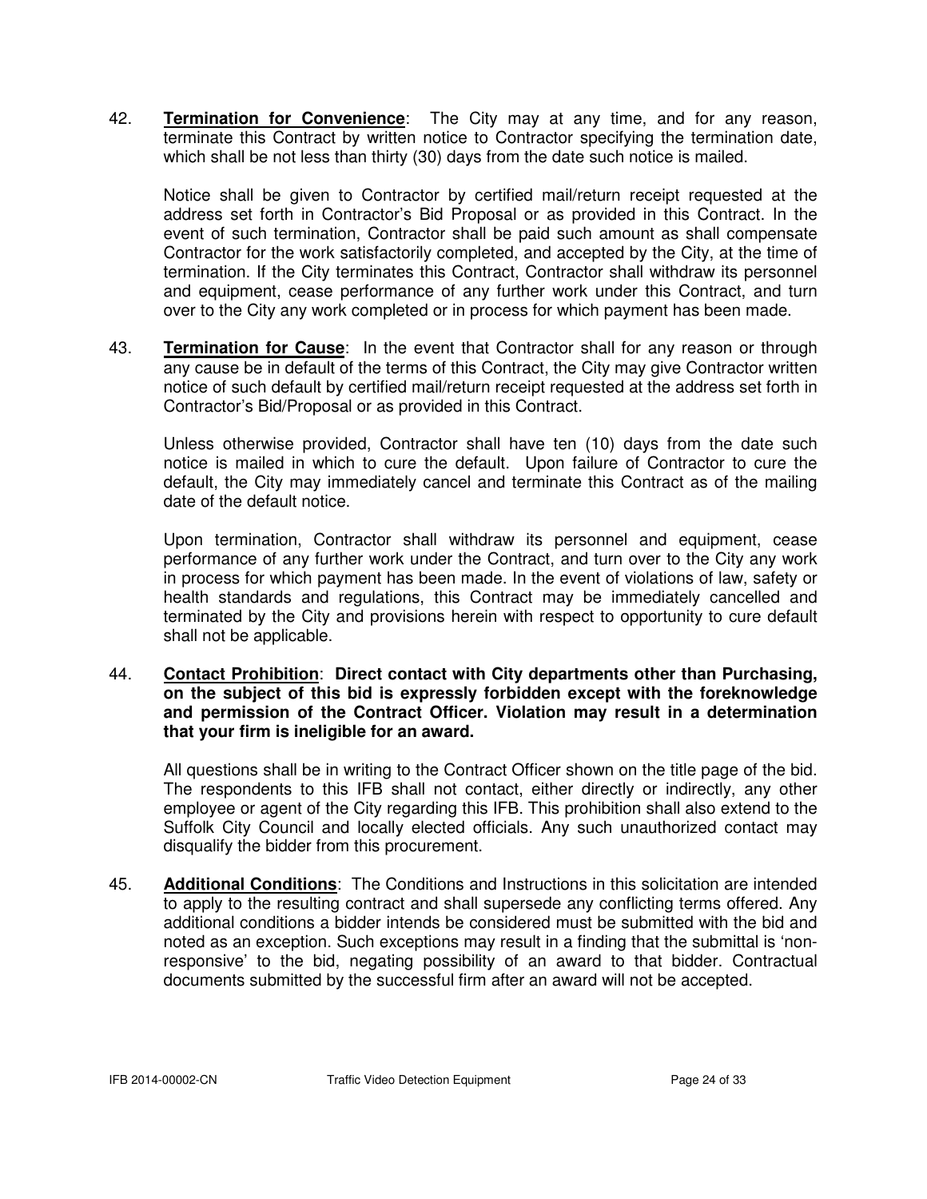42. **<u>Termination for Convenience</u>**: The City may at any time, and for any reason, terminate this Contract by written notice to Contractor specifying the termination date, which shall be not less than thirty (30) days from the date such notice is mailed.

    Notice shall be given to Contractor by certified mail/return receipt requested at the address set forth in Contractor's Bid Proposal or as provided in this Contract. In the event of such termination, Contractor shall be paid such amount as shall compensate Contractor for the work satisfactorily completed, and accepted by the City, at the time of termination. If the City terminates this Contract, Contractor shall withdraw its personnel and equipment, cease performance of any further work under this Contract, and turn over to the City any work completed or in process for which payment has been made.

43. **<u>Termination for Cause</u>**: In the event that Contractor shall for any reason or through any cause be in default of the terms of this Contract, the City may give Contractor written notice of such default by certified mail/return receipt requested at the address set forth in Contractor's Bid/Proposal or as provided in this Contract.

    Unless otherwise provided, Contractor shall have ten (10) days from the date such notice is mailed in which to cure the default. Upon failure of Contractor to cure the default, the City may immediately cancel and terminate this Contract as of the mailing date of the default notice.

    Upon termination, Contractor shall withdraw its personnel and equipment, cease performance of any further work under the Contract, and turn over to the City any work in process for which payment has been made. In the event of violations of law, safety or health standards and regulations, this Contract may be immediately cancelled and terminated by the City and provisions herein with respect to opportunity to cure default shall not be applicable.

44. **<u>Contact Prohibition</u>**: **Direct contact with City departments other than Purchasing, on the subject of this bid is expressly forbidden except with the foreknowledge and permission of the Contract Officer. Violation may result in a determination that your firm is ineligible for an award.**

    All questions shall be in writing to the Contract Officer shown on the title page of the bid. The respondents to this IFB shall not contact, either directly or indirectly, any other employee or agent of the City regarding this IFB. This prohibition shall also extend to the Suffolk City Council and locally elected officials. Any such unauthorized contact may disqualify the bidder from this procurement.

45. **<u>Additional Conditions</u>**: The Conditions and Instructions in this solicitation are intended to apply to the resulting contract and shall supersede any conflicting terms offered. Any additional conditions a bidder intends be considered must be submitted with the bid and noted as an exception. Such exceptions may result in a finding that the submittal is 'non-responsive' to the bid, negating possibility of an award to that bidder. Contractual documents submitted by the successful firm after an award will not be accepted.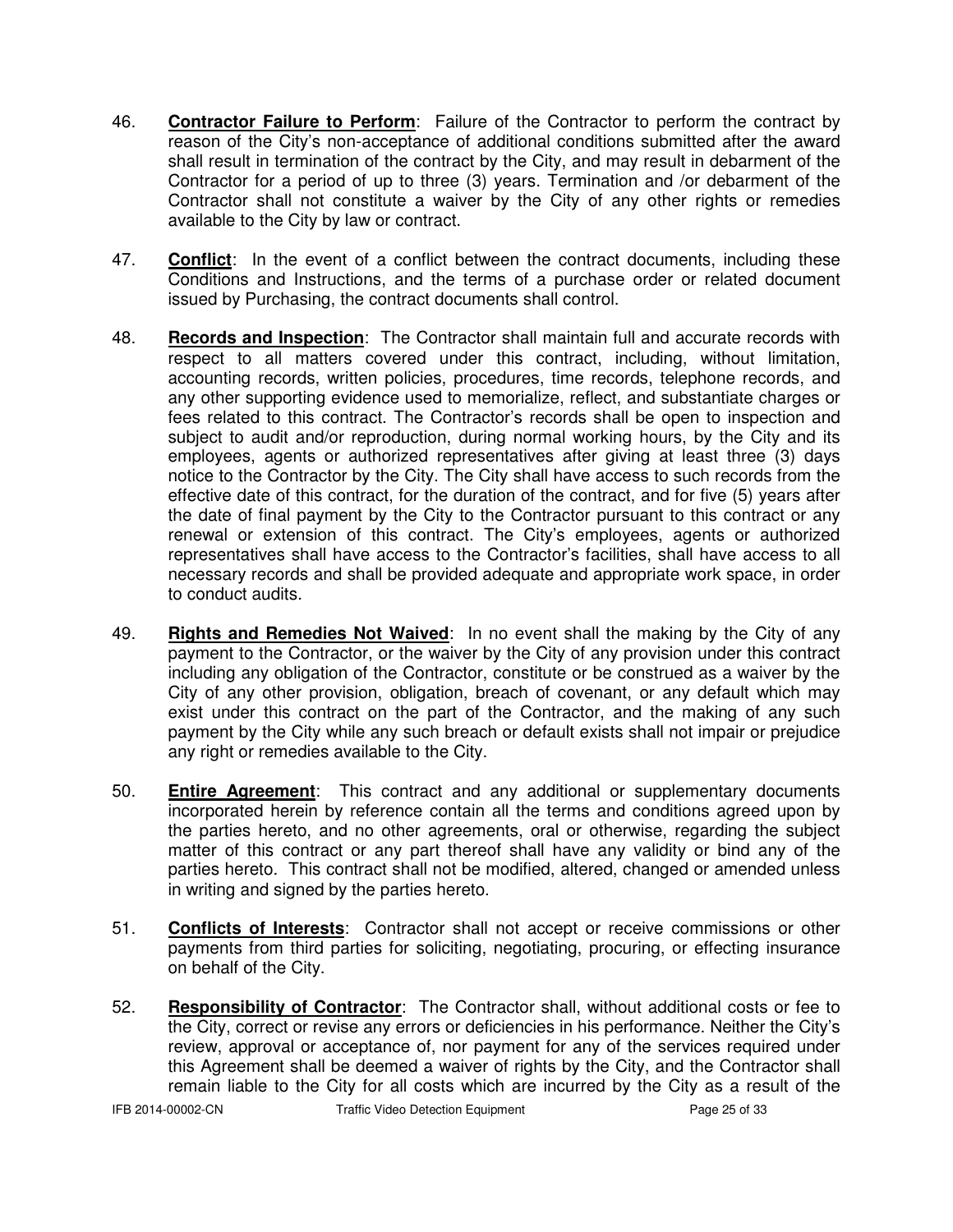46. **Contractor Failure to Perform**: Failure of the Contractor to perform the contract by reason of the City's non-acceptance of additional conditions submitted after the award shall result in termination of the contract by the City, and may result in debarment of the Contractor for a period of up to three (3) years. Termination and /or debarment of the Contractor shall not constitute a waiver by the City of any other rights or remedies available to the City by law or contract.

47. **Conflict**: In the event of a conflict between the contract documents, including these Conditions and Instructions, and the terms of a purchase order or related document issued by Purchasing, the contract documents shall control.

48. **Records and Inspection**: The Contractor shall maintain full and accurate records with respect to all matters covered under this contract, including, without limitation, accounting records, written policies, procedures, time records, telephone records, and any other supporting evidence used to memorialize, reflect, and substantiate charges or fees related to this contract. The Contractor's records shall be open to inspection and subject to audit and/or reproduction, during normal working hours, by the City and its employees, agents or authorized representatives after giving at least three (3) days notice to the Contractor by the City. The City shall have access to such records from the effective date of this contract, for the duration of the contract, and for five (5) years after the date of final payment by the City to the Contractor pursuant to this contract or any renewal or extension of this contract. The City's employees, agents or authorized representatives shall have access to the Contractor's facilities, shall have access to all necessary records and shall be provided adequate and appropriate work space, in order to conduct audits.

49. **Rights and Remedies Not Waived**: In no event shall the making by the City of any payment to the Contractor, or the waiver by the City of any provision under this contract including any obligation of the Contractor, constitute or be construed as a waiver by the City of any other provision, obligation, breach of covenant, or any default which may exist under this contract on the part of the Contractor, and the making of any such payment by the City while any such breach or default exists shall not impair or prejudice any right or remedies available to the City.

50. **Entire Agreement**: This contract and any additional or supplementary documents incorporated herein by reference contain all the terms and conditions agreed upon by the parties hereto, and no other agreements, oral or otherwise, regarding the subject matter of this contract or any part thereof shall have any validity or bind any of the parties hereto. This contract shall not be modified, altered, changed or amended unless in writing and signed by the parties hereto.

51. **Conflicts of Interests**: Contractor shall not accept or receive commissions or other payments from third parties for soliciting, negotiating, procuring, or effecting insurance on behalf of the City.

52. **Responsibility of Contractor**: The Contractor shall, without additional costs or fee to the City, correct or revise any errors or deficiencies in his performance. Neither the City's review, approval or acceptance of, nor payment for any of the services required under this Agreement shall be deemed a waiver of rights by the City, and the Contractor shall remain liable to the City for all costs which are incurred by the City as a result of the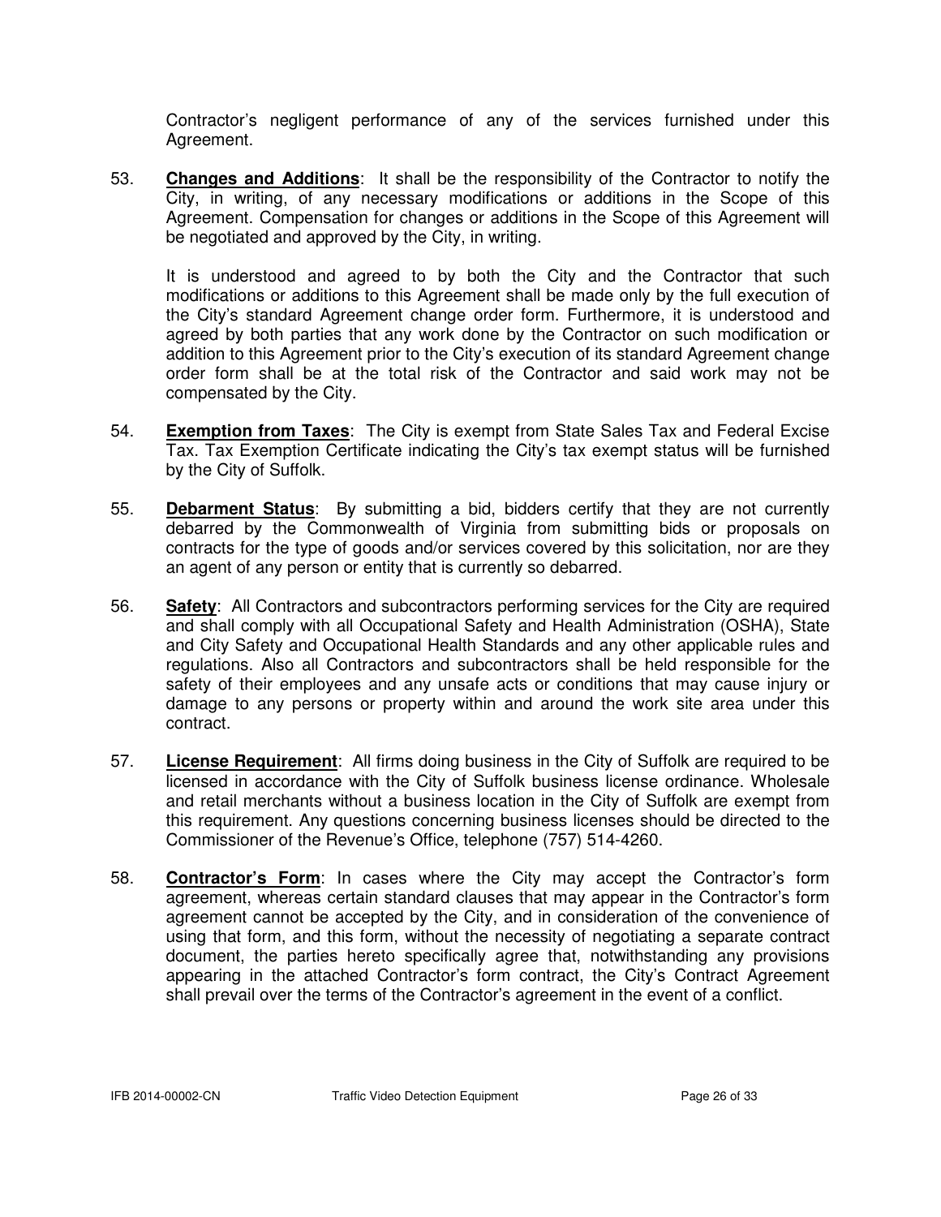Contractor's negligent performance of any of the services furnished under this Agreement.

53. **Changes and Additions**: It shall be the responsibility of the Contractor to notify the City, in writing, of any necessary modifications or additions in the Scope of this Agreement. Compensation for changes or additions in the Scope of this Agreement will be negotiated and approved by the City, in writing.

    It is understood and agreed to by both the City and the Contractor that such modifications or additions to this Agreement shall be made only by the full execution of the City's standard Agreement change order form. Furthermore, it is understood and agreed by both parties that any work done by the Contractor on such modification or addition to this Agreement prior to the City's execution of its standard Agreement change order form shall be at the total risk of the Contractor and said work may not be compensated by the City.

54. **Exemption from Taxes**: The City is exempt from State Sales Tax and Federal Excise Tax. Tax Exemption Certificate indicating the City's tax exempt status will be furnished by the City of Suffolk.

55. **Debarment Status**: By submitting a bid, bidders certify that they are not currently debarred by the Commonwealth of Virginia from submitting bids or proposals on contracts for the type of goods and/or services covered by this solicitation, nor are they an agent of any person or entity that is currently so debarred.

56. **Safety**: All Contractors and subcontractors performing services for the City are required and shall comply with all Occupational Safety and Health Administration (OSHA), State and City Safety and Occupational Health Standards and any other applicable rules and regulations. Also all Contractors and subcontractors shall be held responsible for the safety of their employees and any unsafe acts or conditions that may cause injury or damage to any persons or property within and around the work site area under this contract.

57. **License Requirement**: All firms doing business in the City of Suffolk are required to be licensed in accordance with the City of Suffolk business license ordinance. Wholesale and retail merchants without a business location in the City of Suffolk are exempt from this requirement. Any questions concerning business licenses should be directed to the Commissioner of the Revenue's Office, telephone (757) 514-4260.

58. **Contractor's Form**: In cases where the City may accept the Contractor's form agreement, whereas certain standard clauses that may appear in the Contractor's form agreement cannot be accepted by the City, and in consideration of the convenience of using that form, and this form, without the necessity of negotiating a separate contract document, the parties hereto specifically agree that, notwithstanding any provisions appearing in the attached Contractor's form contract, the City's Contract Agreement shall prevail over the terms of the Contractor's agreement in the event of a conflict.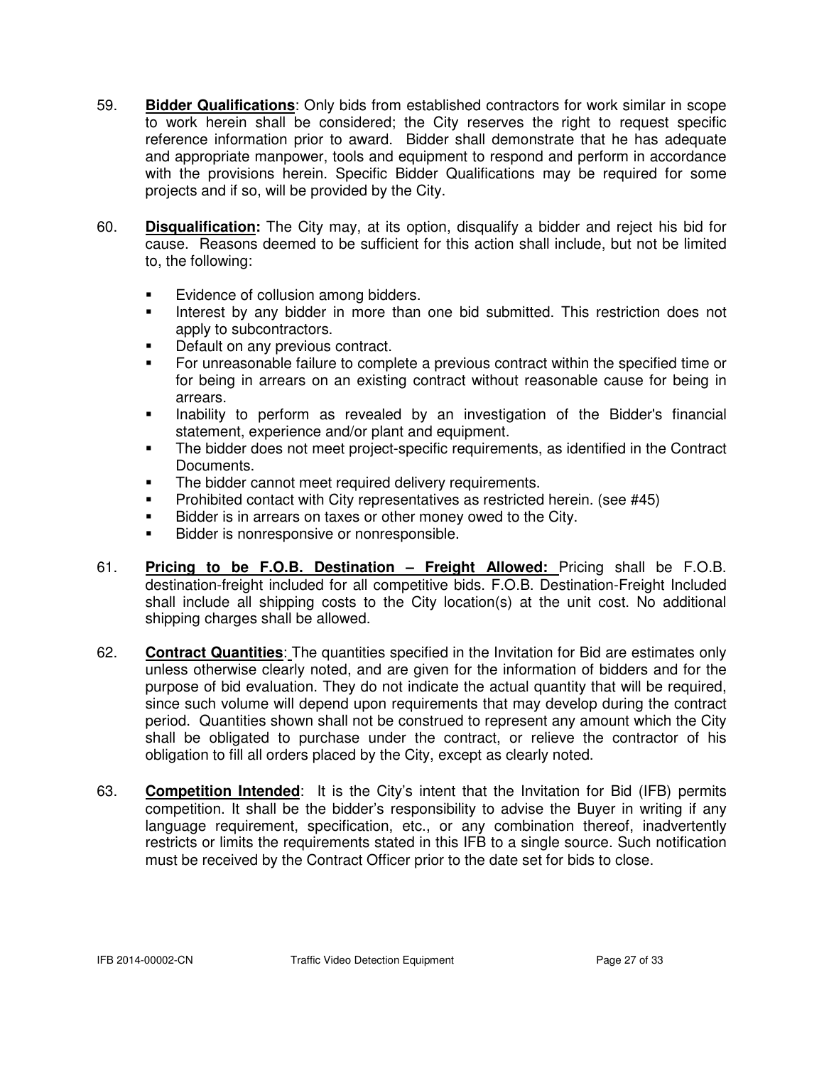59. **Bidder Qualifications**: Only bids from established contractors for work similar in scope to work herein shall be considered; the City reserves the right to request specific reference information prior to award. Bidder shall demonstrate that he has adequate and appropriate manpower, tools and equipment to respond and perform in accordance with the provisions herein. Specific Bidder Qualifications may be required for some projects and if so, will be provided by the City.

60. **Disqualification:** The City may, at its option, disqualify a bidder and reject his bid for cause. Reasons deemed to be sufficient for this action shall include, but not be limited to, the following:

    - Evidence of collusion among bidders.
    - Interest by any bidder in more than one bid submitted. This restriction does not apply to subcontractors.
    - Default on any previous contract.
    - For unreasonable failure to complete a previous contract within the specified time or for being in arrears on an existing contract without reasonable cause for being in arrears.
    - Inability to perform as revealed by an investigation of the Bidder's financial statement, experience and/or plant and equipment.
    - The bidder does not meet project-specific requirements, as identified in the Contract Documents.
    - The bidder cannot meet required delivery requirements.
    - Prohibited contact with City representatives as restricted herein. (see #45)
    - Bidder is in arrears on taxes or other money owed to the City.
    - Bidder is nonresponsive or nonresponsible.

61. **Pricing to be F.O.B. Destination – Freight Allowed:** Pricing shall be F.O.B. destination-freight included for all competitive bids. F.O.B. Destination-Freight Included shall include all shipping costs to the City location(s) at the unit cost. No additional shipping charges shall be allowed.

62. **Contract Quantities**: The quantities specified in the Invitation for Bid are estimates only unless otherwise clearly noted, and are given for the information of bidders and for the purpose of bid evaluation. They do not indicate the actual quantity that will be required, since such volume will depend upon requirements that may develop during the contract period. Quantities shown shall not be construed to represent any amount which the City shall be obligated to purchase under the contract, or relieve the contractor of his obligation to fill all orders placed by the City, except as clearly noted.

63. **Competition Intended**: It is the City's intent that the Invitation for Bid (IFB) permits competition. It shall be the bidder's responsibility to advise the Buyer in writing if any language requirement, specification, etc., or any combination thereof, inadvertently restricts or limits the requirements stated in this IFB to a single source. Such notification must be received by the Contract Officer prior to the date set for bids to close.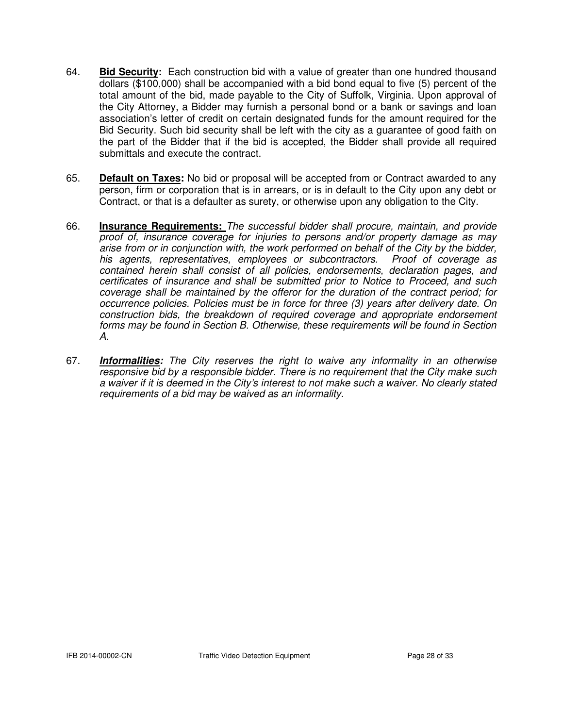64. **Bid Security:** Each construction bid with a value of greater than one hundred thousand dollars ($100,000) shall be accompanied with a bid bond equal to five (5) percent of the total amount of the bid, made payable to the City of Suffolk, Virginia. Upon approval of the City Attorney, a Bidder may furnish a personal bond or a bank or savings and loan association's letter of credit on certain designated funds for the amount required for the Bid Security. Such bid security shall be left with the city as a guarantee of good faith on the part of the Bidder that if the bid is accepted, the Bidder shall provide all required submittals and execute the contract.

65. **Default on Taxes:** No bid or proposal will be accepted from or Contract awarded to any person, firm or corporation that is in arrears, or is in default to the City upon any debt or Contract, or that is a defaulter as surety, or otherwise upon any obligation to the City.

66. **Insurance Requirements:** *The successful bidder shall procure, maintain, and provide proof of, insurance coverage for injuries to persons and/or property damage as may arise from or in conjunction with, the work performed on behalf of the City by the bidder, his agents, representatives, employees or subcontractors. Proof of coverage as contained herein shall consist of all policies, endorsements, declaration pages, and certificates of insurance and shall be submitted prior to Notice to Proceed, and such coverage shall be maintained by the offeror for the duration of the contract period; for occurrence policies. Policies must be in force for three (3) years after delivery date. On construction bids, the breakdown of required coverage and appropriate endorsement forms may be found in Section B. Otherwise, these requirements will be found in Section A.*

67. ***Informalities:*** *The City reserves the right to waive any informality in an otherwise responsive bid by a responsible bidder. There is no requirement that the City make such a waiver if it is deemed in the City's interest to not make such a waiver. No clearly stated requirements of a bid may be waived as an informality.*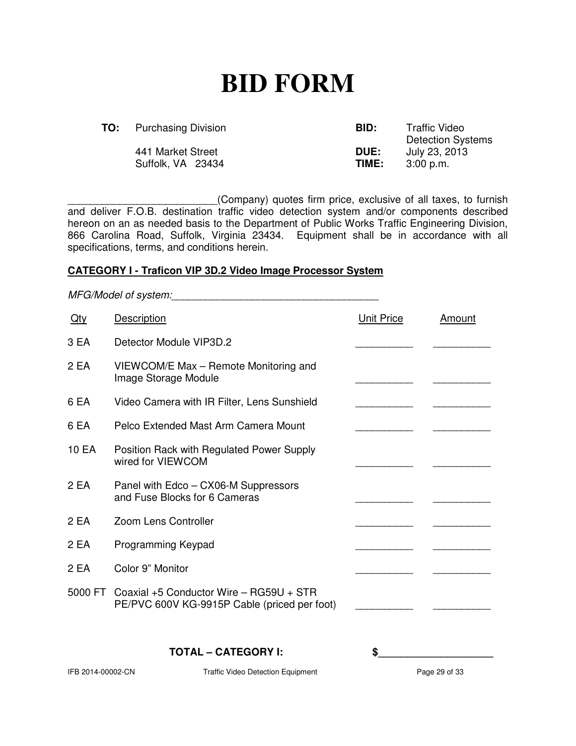# BID FORM

| | | | |
|---|---|---|---|
| **TO:** | Purchasing Division<br><br>441 Market Street<br>Suffolk, VA 23434 | **BID:**<br><br>**DUE:**<br>**TIME:** | Traffic Video Detection Systems<br>July 23, 2013<br>3:00 p.m. |

__________________________(Company) quotes firm price, exclusive of all taxes, to furnish and deliver F.O.B. destination traffic video detection system and/or components described hereon on an as needed basis to the Department of Public Works Traffic Engineering Division, 866 Carolina Road, Suffolk, Virginia 23434. Equipment shall be in accordance with all specifications, terms, and conditions herein.

**CATEGORY I - Traficon VIP 3D.2 Video Image Processor System**

*MFG/Model of system:*____________________________________

| Qty | Description | Unit Price | Amount |
|---|---|---|---|
| 3 EA | Detector Module VIP3D.2 | __________ | __________ |
| 2 EA | VIEWCOM/E Max – Remote Monitoring and Image Storage Module | __________ | __________ |
| 6 EA | Video Camera with IR Filter, Lens Sunshield | __________ | __________ |
| 6 EA | Pelco Extended Mast Arm Camera Mount | __________ | __________ |
| 10 EA | Position Rack with Regulated Power Supply wired for VIEWCOM | __________ | __________ |
| 2 EA | Panel with Edco – CX06-M Suppressors and Fuse Blocks for 6 Cameras | __________ | __________ |
| 2 EA | Zoom Lens Controller | __________ | __________ |
| 2 EA | Programming Keypad | __________ | __________ |
| 2 EA | Color 9" Monitor | __________ | __________ |
| 5000 FT | Coaxial +5 Conductor Wire – RG59U + STR PE/PVC 600V KG-9915P Cable (priced per foot) | __________ | __________ |

**TOTAL – CATEGORY I:** **$____________________**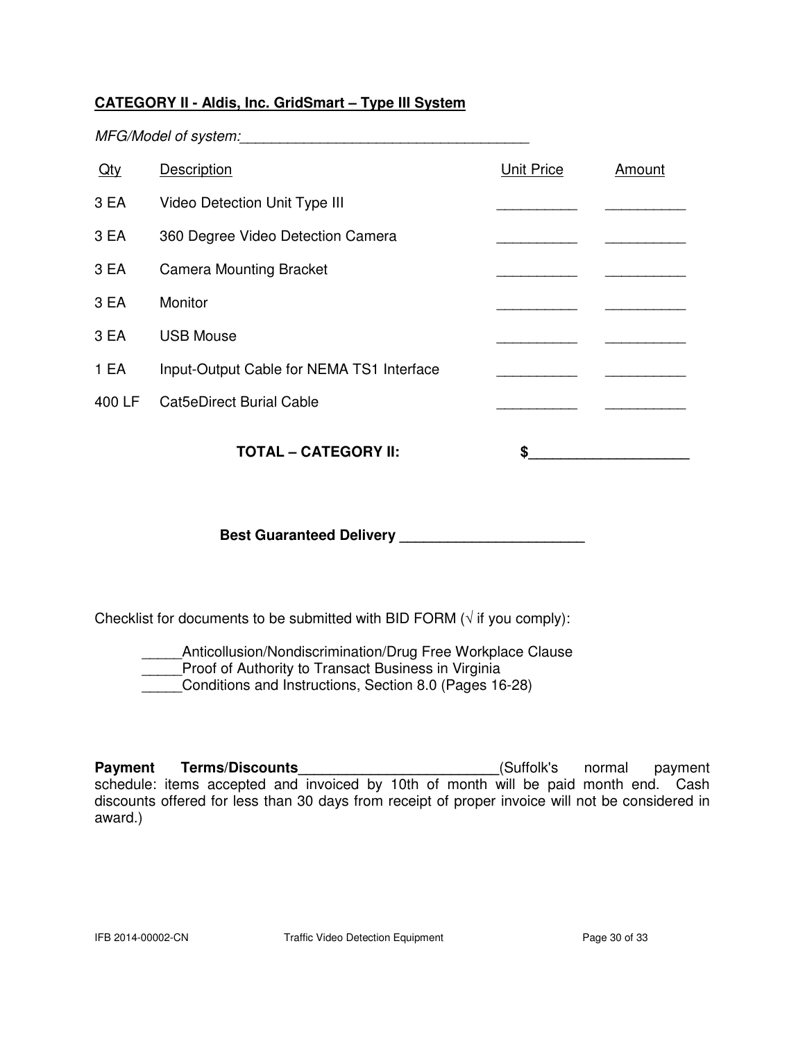**CATEGORY II - Aldis, Inc. GridSmart – Type III System**

*MFG/Model of system:*___________________________________

| Qty | Description | Unit Price | Amount |
|---|---|---|---|
| 3 EA | Video Detection Unit Type III | __________ | __________ |
| 3 EA | 360 Degree Video Detection Camera | __________ | __________ |
| 3 EA | Camera Mounting Bracket | __________ | __________ |
| 3 EA | Monitor | __________ | __________ |
| 3 EA | USB Mouse | __________ | __________ |
| 1 EA | Input-Output Cable for NEMA TS1 Interface | __________ | __________ |
| 400 LF | Cat5eDirect Burial Cable | __________ | __________ |

**TOTAL – CATEGORY II: $____________________**

**Best Guaranteed Delivery ______________________**

Checklist for documents to be submitted with BID FORM (√ if you comply):

_____Anticollusion/Nondiscrimination/Drug Free Workplace Clause
_____Proof of Authority to Transact Business in Virginia
_____Conditions and Instructions, Section 8.0 (Pages 16-28)

**Payment Terms/Discounts________________________**(Suffolk's normal payment schedule: items accepted and invoiced by 10th of month will be paid month end. Cash discounts offered for less than 30 days from receipt of proper invoice will not be considered in award.)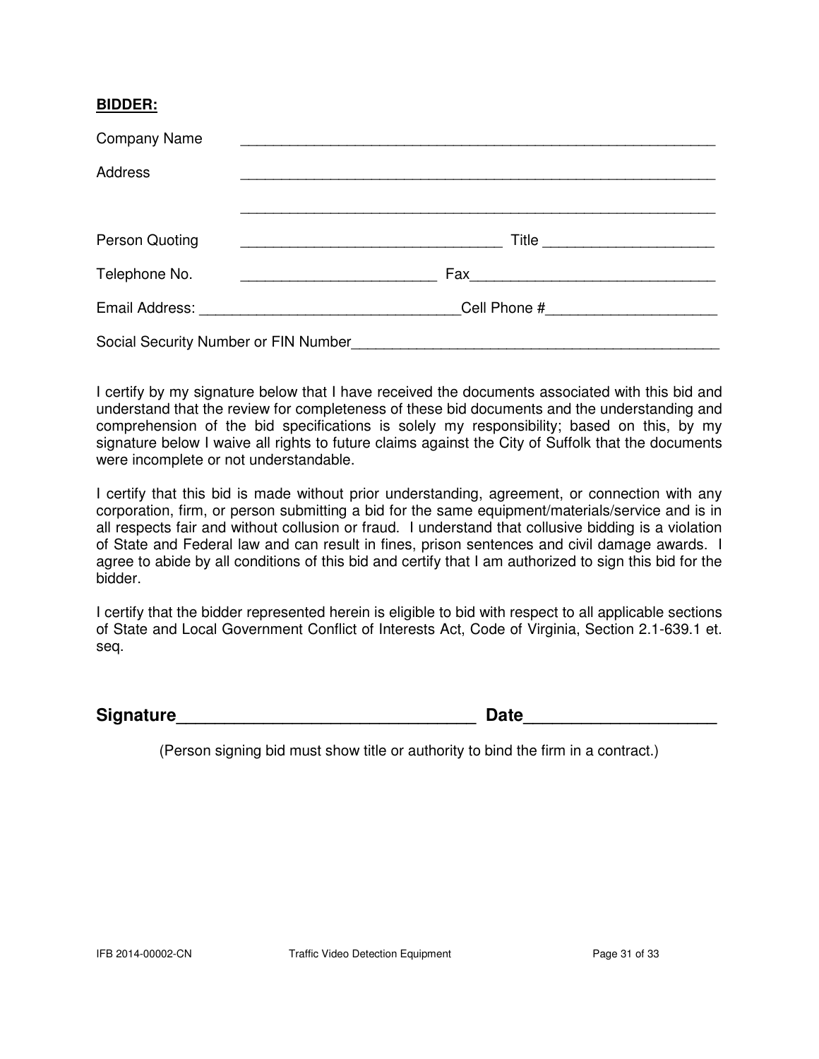**BIDDER:**

Company Name ____________________________________________________________

Address ____________________________________________________________

____________________________________________________________

Person Quoting _________________________________ Title ____________________

Telephone No. ________________________ Fax______________________________

Email Address: ________________________________Cell Phone #____________________

Social Security Number or FIN Number_____________________________________________

I certify by my signature below that I have received the documents associated with this bid and understand that the review for completeness of these bid documents and the understanding and comprehension of the bid specifications is solely my responsibility; based on this, by my signature below I waive all rights to future claims against the City of Suffolk that the documents were incomplete or not understandable.

I certify that this bid is made without prior understanding, agreement, or connection with any corporation, firm, or person submitting a bid for the same equipment/materials/service and is in all respects fair and without collusion or fraud. I understand that collusive bidding is a violation of State and Federal law and can result in fines, prison sentences and civil damage awards. I agree to abide by all conditions of this bid and certify that I am authorized to sign this bid for the bidder.

I certify that the bidder represented herein is eligible to bid with respect to all applicable sections of State and Local Government Conflict of Interests Act, Code of Virginia, Section 2.1-639.1 et. seq.

**Signature_______________________________ Date____________________**

(Person signing bid must show title or authority to bind the firm in a contract.)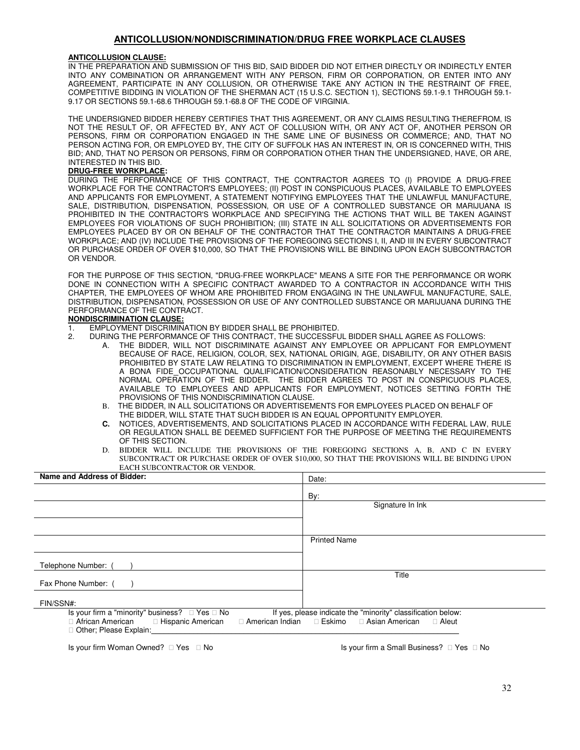# ANTICOLLUSION/NONDISCRIMINATION/DRUG FREE WORKPLACE CLAUSES

**ANTICOLLUSION CLAUSE:**

IN THE PREPARATION AND SUBMISSION OF THIS BID, SAID BIDDER DID NOT EITHER DIRECTLY OR INDIRECTLY ENTER INTO ANY COMBINATION OR ARRANGEMENT WITH ANY PERSON, FIRM OR CORPORATION, OR ENTER INTO ANY AGREEMENT, PARTICIPATE IN ANY COLLUSION, OR OTHERWISE TAKE ANY ACTION IN THE RESTRAINT OF FREE, COMPETITIVE BIDDING IN VIOLATION OF THE SHERMAN ACT (15 U.S.C. SECTION 1), SECTIONS 59.1-9.1 THROUGH 59.1-9.17 OR SECTIONS 59.1-68.6 THROUGH 59.1-68.8 OF THE CODE OF VIRGINIA.

THE UNDERSIGNED BIDDER HEREBY CERTIFIES THAT THIS AGREEMENT, OR ANY CLAIMS RESULTING THEREFROM, IS NOT THE RESULT OF, OR AFFECTED BY, ANY ACT OF COLLUSION WITH, OR ANY ACT OF, ANOTHER PERSON OR PERSONS, FIRM OR CORPORATION ENGAGED IN THE SAME LINE OF BUSINESS OR COMMERCE; AND, THAT NO PERSON ACTING FOR, OR EMPLOYED BY, THE CITY OF SUFFOLK HAS AN INTEREST IN, OR IS CONCERNED WITH, THIS BID; AND, THAT NO PERSON OR PERSONS, FIRM OR CORPORATION OTHER THAN THE UNDERSIGNED, HAVE, OR ARE, INTERESTED IN THIS BID.

**DRUG-FREE WORKPLACE:**

DURING THE PERFORMANCE OF THIS CONTRACT, THE CONTRACTOR AGREES TO (I) PROVIDE A DRUG-FREE WORKPLACE FOR THE CONTRACTOR'S EMPLOYEES; (II) POST IN CONSPICUOUS PLACES, AVAILABLE TO EMPLOYEES AND APPLICANTS FOR EMPLOYMENT, A STATEMENT NOTIFYING EMPLOYEES THAT THE UNLAWFUL MANUFACTURE, SALE, DISTRIBUTION, DISPENSATION, POSSESSION, OR USE OF A CONTROLLED SUBSTANCE OR MARIJUANA IS PROHIBITED IN THE CONTRACTOR'S WORKPLACE AND SPECIFYING THE ACTIONS THAT WILL BE TAKEN AGAINST EMPLOYEES FOR VIOLATIONS OF SUCH PROHIBITION; (III) STATE IN ALL SOLICITATIONS OR ADVERTISEMENTS FOR EMPLOYEES PLACED BY OR ON BEHALF OF THE CONTRACTOR THAT THE CONTRACTOR MAINTAINS A DRUG-FREE WORKPLACE; AND (IV) INCLUDE THE PROVISIONS OF THE FOREGOING SECTIONS I, II, AND III IN EVERY SUBCONTRACT OR PURCHASE ORDER OF OVER $10,000, SO THAT THE PROVISIONS WILL BE BINDING UPON EACH SUBCONTRACTOR OR VENDOR.

FOR THE PURPOSE OF THIS SECTION, "DRUG-FREE WORKPLACE" MEANS A SITE FOR THE PERFORMANCE OR WORK DONE IN CONNECTION WITH A SPECIFIC CONTRACT AWARDED TO A CONTRACTOR IN ACCORDANCE WITH THIS CHAPTER, THE EMPLOYEES OF WHOM ARE PROHIBITED FROM ENGAGING IN THE UNLAWFUL MANUFACTURE, SALE, DISTRIBUTION, DISPENSATION, POSSESSION OR USE OF ANY CONTROLLED SUBSTANCE OR MARIJUANA DURING THE PERFORMANCE OF THE CONTRACT.

**NONDISCRIMINATION CLAUSE:**

1. EMPLOYMENT DISCRIMINATION BY BIDDER SHALL BE PROHIBITED.
2. DURING THE PERFORMANCE OF THIS CONTRACT, THE SUCCESSFUL BIDDER SHALL AGREE AS FOLLOWS:
   - A. THE BIDDER, WILL NOT DISCRIMINATE AGAINST ANY EMPLOYEE OR APPLICANT FOR EMPLOYMENT BECAUSE OF RACE, RELIGION, COLOR, SEX, NATIONAL ORIGIN, AGE, DISABILITY, OR ANY OTHER BASIS PROHIBITED BY STATE LAW RELATING TO DISCRIMINATION IN EMPLOYMENT, EXCEPT WHERE THERE IS A BONA FIDE_OCCUPATIONAL QUALIFICATION/CONSIDERATION REASONABLY NECESSARY TO THE NORMAL OPERATION OF THE BIDDER. THE BIDDER AGREES TO POST IN CONSPICUOUS PLACES, AVAILABLE TO EMPLOYEES AND APPLICANTS FOR EMPLOYMENT, NOTICES SETTING FORTH THE PROVISIONS OF THIS NONDISCRIMINATION CLAUSE.
   - B. THE BIDDER, IN ALL SOLICITATIONS OR ADVERTISEMENTS FOR EMPLOYEES PLACED ON BEHALF OF THE BIDDER, WILL STATE THAT SUCH BIDDER IS AN EQUAL OPPORTUNITY EMPLOYER.
   - **C.** NOTICES, ADVERTISEMENTS, AND SOLICITATIONS PLACED IN ACCORDANCE WITH FEDERAL LAW, RULE OR REGULATION SHALL BE DEEMED SUFFICIENT FOR THE PURPOSE OF MEETING THE REQUIREMENTS OF THIS SECTION.
   - D. BIDDER WILL INCLUDE THE PROVISIONS OF THE FOREGOING SECTIONS A, B, AND C IN EVERY SUBCONTRACT OR PURCHASE ORDER OF OVER $10,000, SO THAT THE PROVISIONS WILL BE BINDING UPON EACH SUBCONTRACTOR OR VENDOR.

| **Name and Address of Bidder:** | Date: |
|---|---|
| | By: |
| | Signature In Ink |
| | |
| | Printed Name |
| Telephone Number: ( ) | |
| Fax Phone Number: ( ) | Title |
| FIN/SSN#: | |

Is your firm a "minority" business? ☐ Yes ☐ No If yes, please indicate the "minority" classification below:
☐ African American ☐ Hispanic American ☐ American Indian ☐ Eskimo ☐ Asian American ☐ Aleut
☐ Other; Please Explain:________________________________________________

Is your firm Woman Owned? ☐ Yes ☐ No Is your firm a Small Business? ☐ Yes ☐ No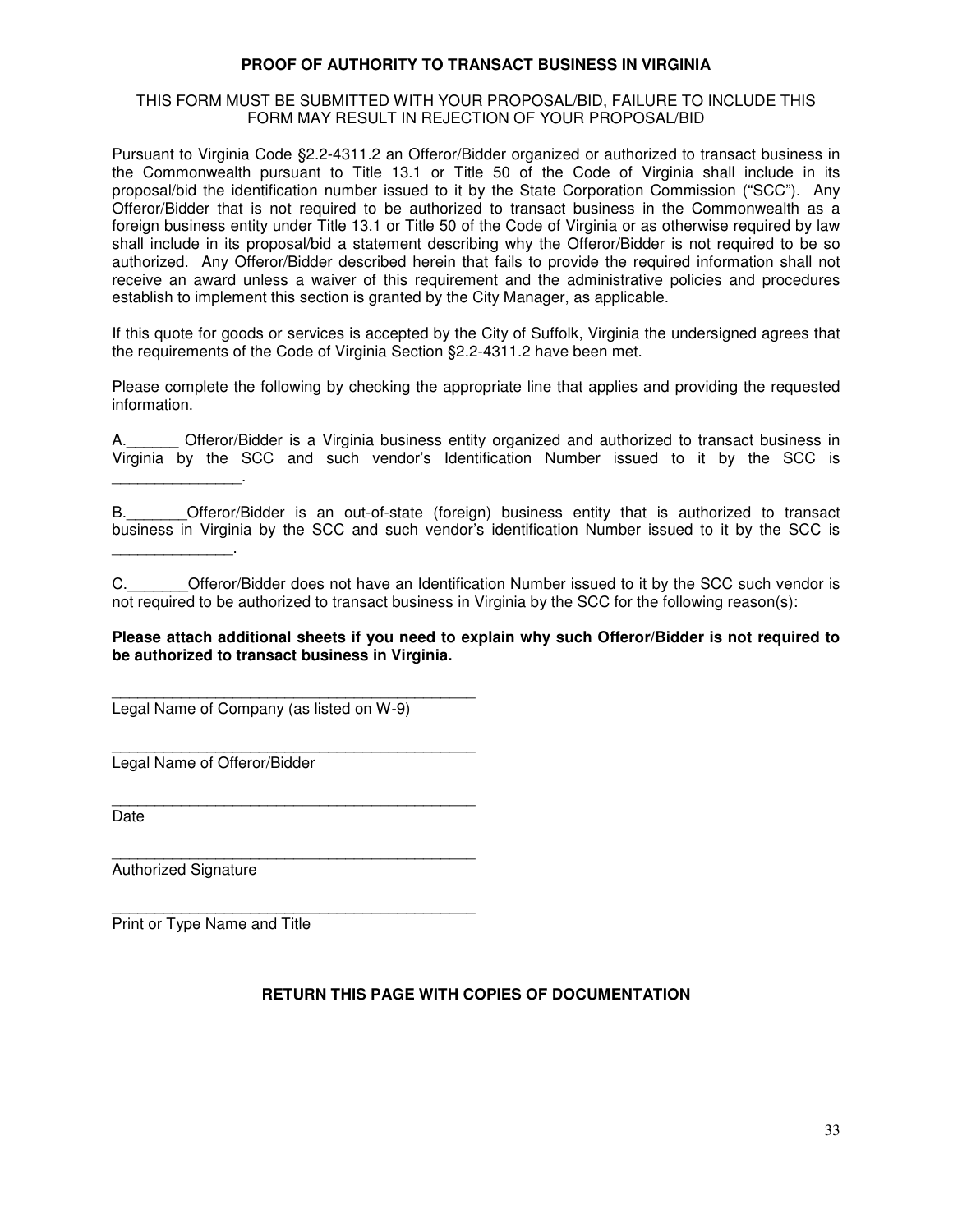**PROOF OF AUTHORITY TO TRANSACT BUSINESS IN VIRGINIA**

THIS FORM MUST BE SUBMITTED WITH YOUR PROPOSAL/BID, FAILURE TO INCLUDE THIS FORM MAY RESULT IN REJECTION OF YOUR PROPOSAL/BID

Pursuant to Virginia Code §2.2-4311.2 an Offeror/Bidder organized or authorized to transact business in the Commonwealth pursuant to Title 13.1 or Title 50 of the Code of Virginia shall include in its proposal/bid the identification number issued to it by the State Corporation Commission ("SCC"). Any Offeror/Bidder that is not required to be authorized to transact business in the Commonwealth as a foreign business entity under Title 13.1 or Title 50 of the Code of Virginia or as otherwise required by law shall include in its proposal/bid a statement describing why the Offeror/Bidder is not required to be so authorized. Any Offeror/Bidder described herein that fails to provide the required information shall not receive an award unless a waiver of this requirement and the administrative policies and procedures establish to implement this section is granted by the City Manager, as applicable.

If this quote for goods or services is accepted by the City of Suffolk, Virginia the undersigned agrees that the requirements of the Code of Virginia Section §2.2-4311.2 have been met.

Please complete the following by checking the appropriate line that applies and providing the requested information.

A.______ Offeror/Bidder is a Virginia business entity organized and authorized to transact business in Virginia by the SCC and such vendor's Identification Number issued to it by the SCC is _______________.

B._______Offeror/Bidder is an out-of-state (foreign) business entity that is authorized to transact business in Virginia by the SCC and such vendor's identification Number issued to it by the SCC is ______________.

C._______Offeror/Bidder does not have an Identification Number issued to it by the SCC such vendor is not required to be authorized to transact business in Virginia by the SCC for the following reason(s):

**Please attach additional sheets if you need to explain why such Offeror/Bidder is not required to be authorized to transact business in Virginia.**

____________________________________________
Legal Name of Company (as listed on W-9)

____________________________________________
Legal Name of Offeror/Bidder

____________________________________________
Date

____________________________________________
Authorized Signature

____________________________________________
Print or Type Name and Title

**RETURN THIS PAGE WITH COPIES OF DOCUMENTATION**